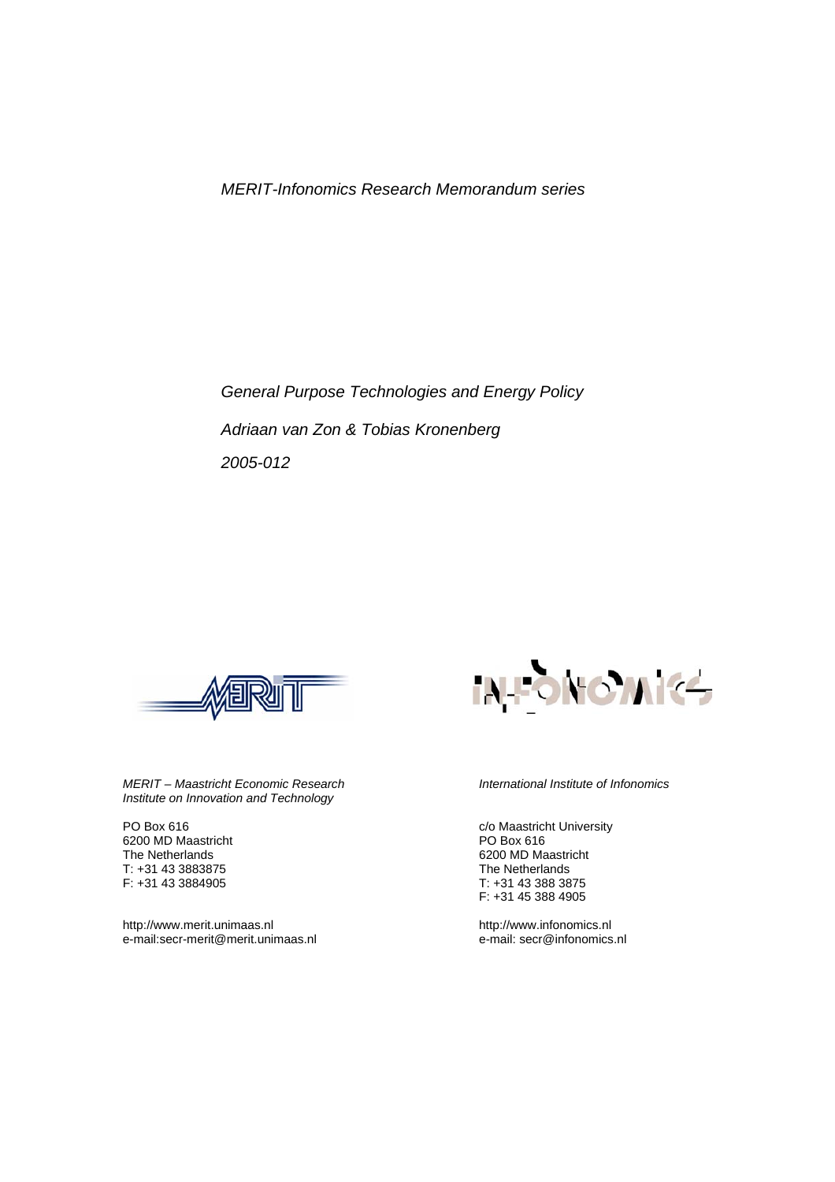*MERIT-Infonomics Research Memorandum series*

*General Purpose Technologies and Energy Policy*

*Adriaan van Zon & Tobias Kronenberg*

*2005-012*

*MERIT – Maastricht Economic Research Institute on Innovation and Technology*

PO Box 616
6200 MD Maastricht
The Netherlands
T: +31 43 3883875
F: +31 43 3884905

http://www.merit.unimaas.nl
e-mail:secr-merit@merit.unimaas.nl

*International Institute of Infonomics*

c/o Maastricht University
PO Box 616
6200 MD Maastricht
The Netherlands
T: +31 43 388 3875
F: +31 45 388 4905

http://www.infonomics.nl
e-mail: secr@infonomics.nl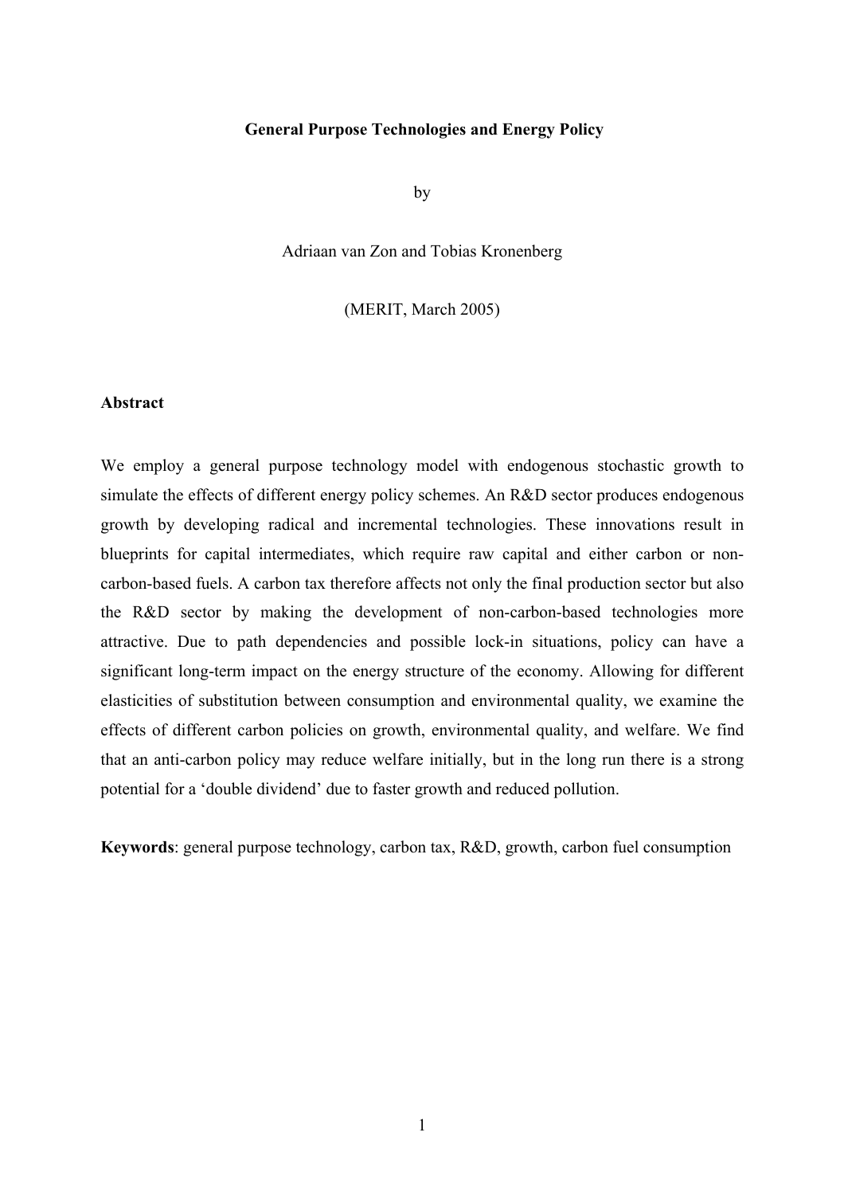**General Purpose Technologies and Energy Policy**

by

Adriaan van Zon and Tobias Kronenberg

(MERIT, March 2005)

**Abstract**

We employ a general purpose technology model with endogenous stochastic growth to simulate the effects of different energy policy schemes. An R&D sector produces endogenous growth by developing radical and incremental technologies. These innovations result in blueprints for capital intermediates, which require raw capital and either carbon or non-carbon-based fuels. A carbon tax therefore affects not only the final production sector but also the R&D sector by making the development of non-carbon-based technologies more attractive. Due to path dependencies and possible lock-in situations, policy can have a significant long-term impact on the energy structure of the economy. Allowing for different elasticities of substitution between consumption and environmental quality, we examine the effects of different carbon policies on growth, environmental quality, and welfare. We find that an anti-carbon policy may reduce welfare initially, but in the long run there is a strong potential for a 'double dividend' due to faster growth and reduced pollution.

**Keywords**: general purpose technology, carbon tax, R&D, growth, carbon fuel consumption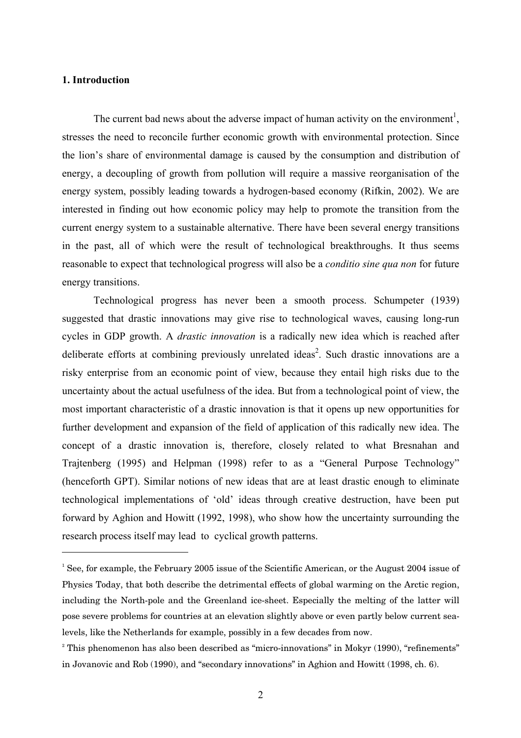## 1. Introduction

The current bad news about the adverse impact of human activity on the environment[1], stresses the need to reconcile further economic growth with environmental protection. Since the lion's share of environmental damage is caused by the consumption and distribution of energy, a decoupling of growth from pollution will require a massive reorganisation of the energy system, possibly leading towards a hydrogen-based economy (Rifkin, 2002). We are interested in finding out how economic policy may help to promote the transition from the current energy system to a sustainable alternative. There have been several energy transitions in the past, all of which were the result of technological breakthroughs. It thus seems reasonable to expect that technological progress will also be a *conditio sine qua non* for future energy transitions.

Technological progress has never been a smooth process. Schumpeter (1939) suggested that drastic innovations may give rise to technological waves, causing long-run cycles in GDP growth. A *drastic innovation* is a radically new idea which is reached after deliberate efforts at combining previously unrelated ideas[2]. Such drastic innovations are a risky enterprise from an economic point of view, because they entail high risks due to the uncertainty about the actual usefulness of the idea. But from a technological point of view, the most important characteristic of a drastic innovation is that it opens up new opportunities for further development and expansion of the field of application of this radically new idea. The concept of a drastic innovation is, therefore, closely related to what Bresnahan and Trajtenberg (1995) and Helpman (1998) refer to as a "General Purpose Technology" (henceforth GPT). Similar notions of new ideas that are at least drastic enough to eliminate technological implementations of 'old' ideas through creative destruction, have been put forward by Aghion and Howitt (1992, 1998), who show how the uncertainty surrounding the research process itself may lead to cyclical growth patterns.

---

[1] See, for example, the February 2005 issue of the Scientific American, or the August 2004 issue of Physics Today, that both describe the detrimental effects of global warming on the Arctic region, including the North-pole and the Greenland ice-sheet. Especially the melting of the latter will pose severe problems for countries at an elevation slightly above or even partly below current sea-levels, like the Netherlands for example, possibly in a few decades from now.

[2] This phenomenon has also been described as "micro-innovations" in Mokyr (1990), "refinements" in Jovanovic and Rob (1990), and "secondary innovations" in Aghion and Howitt (1998, ch. 6).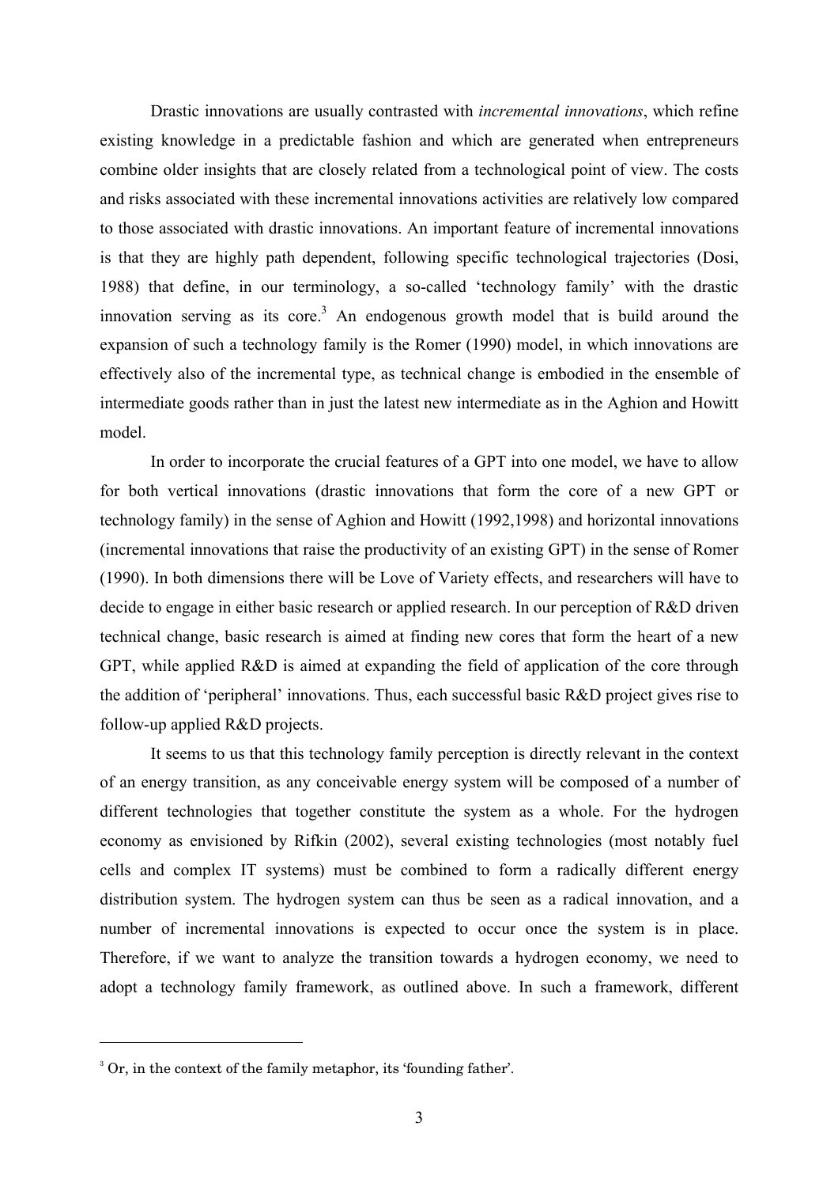Drastic innovations are usually contrasted with *incremental innovations*, which refine existing knowledge in a predictable fashion and which are generated when entrepreneurs combine older insights that are closely related from a technological point of view. The costs and risks associated with these incremental innovations activities are relatively low compared to those associated with drastic innovations. An important feature of incremental innovations is that they are highly path dependent, following specific technological trajectories (Dosi, 1988) that define, in our terminology, a so-called 'technology family' with the drastic innovation serving as its core.[3] An endogenous growth model that is build around the expansion of such a technology family is the Romer (1990) model, in which innovations are effectively also of the incremental type, as technical change is embodied in the ensemble of intermediate goods rather than in just the latest new intermediate as in the Aghion and Howitt model.

In order to incorporate the crucial features of a GPT into one model, we have to allow for both vertical innovations (drastic innovations that form the core of a new GPT or technology family) in the sense of Aghion and Howitt (1992,1998) and horizontal innovations (incremental innovations that raise the productivity of an existing GPT) in the sense of Romer (1990). In both dimensions there will be Love of Variety effects, and researchers will have to decide to engage in either basic research or applied research. In our perception of R&D driven technical change, basic research is aimed at finding new cores that form the heart of a new GPT, while applied R&D is aimed at expanding the field of application of the core through the addition of 'peripheral' innovations. Thus, each successful basic R&D project gives rise to follow-up applied R&D projects.

It seems to us that this technology family perception is directly relevant in the context of an energy transition, as any conceivable energy system will be composed of a number of different technologies that together constitute the system as a whole. For the hydrogen economy as envisioned by Rifkin (2002), several existing technologies (most notably fuel cells and complex IT systems) must be combined to form a radically different energy distribution system. The hydrogen system can thus be seen as a radical innovation, and a number of incremental innovations is expected to occur once the system is in place. Therefore, if we want to analyze the transition towards a hydrogen economy, we need to adopt a technology family framework, as outlined above. In such a framework, different

---

[3] Or, in the context of the family metaphor, its 'founding father'.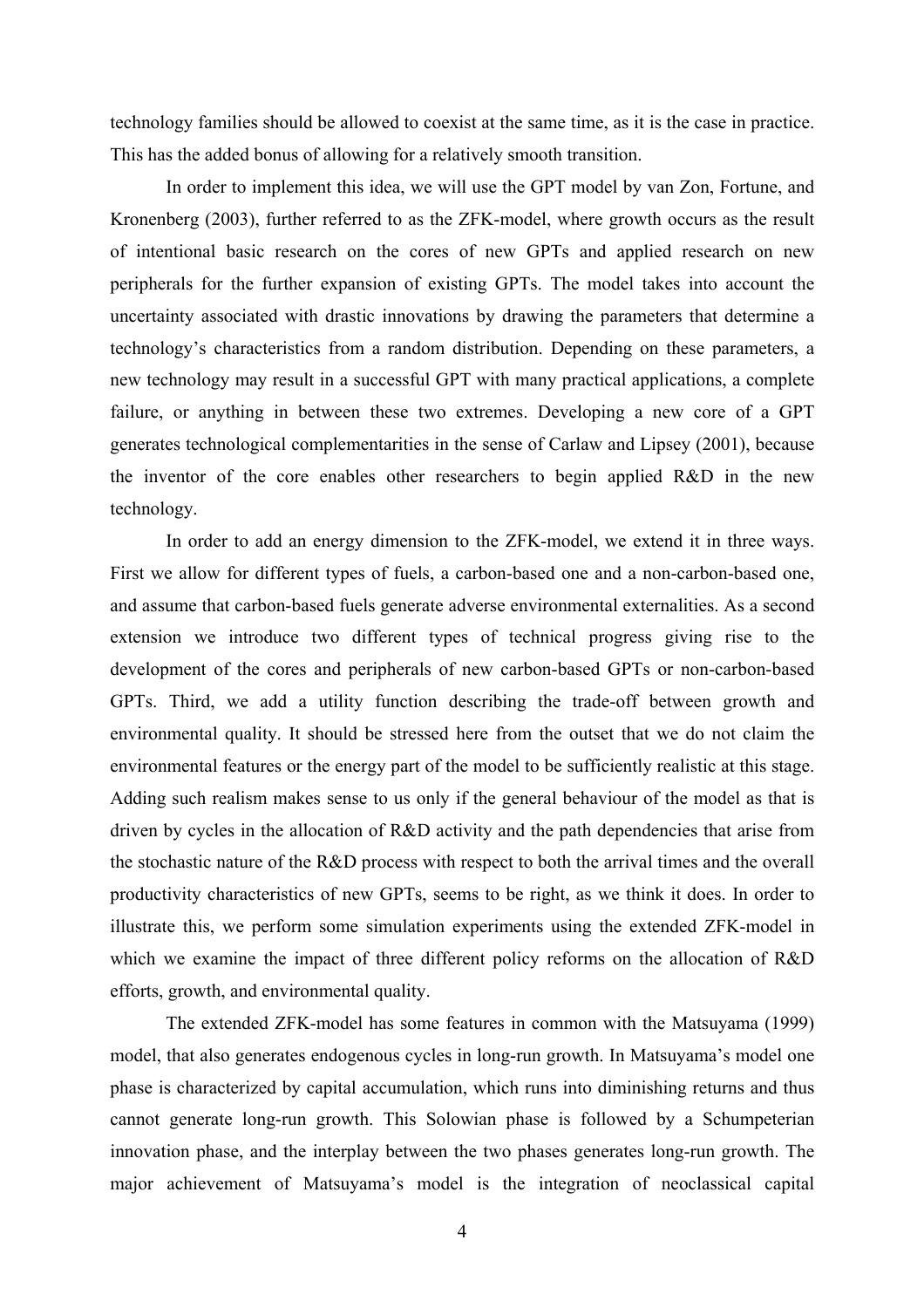technology families should be allowed to coexist at the same time, as it is the case in practice. This has the added bonus of allowing for a relatively smooth transition.

In order to implement this idea, we will use the GPT model by van Zon, Fortune, and Kronenberg (2003), further referred to as the ZFK-model, where growth occurs as the result of intentional basic research on the cores of new GPTs and applied research on new peripherals for the further expansion of existing GPTs. The model takes into account the uncertainty associated with drastic innovations by drawing the parameters that determine a technology's characteristics from a random distribution. Depending on these parameters, a new technology may result in a successful GPT with many practical applications, a complete failure, or anything in between these two extremes. Developing a new core of a GPT generates technological complementarities in the sense of Carlaw and Lipsey (2001), because the inventor of the core enables other researchers to begin applied R&D in the new technology.

In order to add an energy dimension to the ZFK-model, we extend it in three ways. First we allow for different types of fuels, a carbon-based one and a non-carbon-based one, and assume that carbon-based fuels generate adverse environmental externalities. As a second extension we introduce two different types of technical progress giving rise to the development of the cores and peripherals of new carbon-based GPTs or non-carbon-based GPTs. Third, we add a utility function describing the trade-off between growth and environmental quality. It should be stressed here from the outset that we do not claim the environmental features or the energy part of the model to be sufficiently realistic at this stage. Adding such realism makes sense to us only if the general behaviour of the model as that is driven by cycles in the allocation of R&D activity and the path dependencies that arise from the stochastic nature of the R&D process with respect to both the arrival times and the overall productivity characteristics of new GPTs, seems to be right, as we think it does. In order to illustrate this, we perform some simulation experiments using the extended ZFK-model in which we examine the impact of three different policy reforms on the allocation of R&D efforts, growth, and environmental quality.

The extended ZFK-model has some features in common with the Matsuyama (1999) model, that also generates endogenous cycles in long-run growth. In Matsuyama's model one phase is characterized by capital accumulation, which runs into diminishing returns and thus cannot generate long-run growth. This Solowian phase is followed by a Schumpeterian innovation phase, and the interplay between the two phases generates long-run growth. The major achievement of Matsuyama's model is the integration of neoclassical capital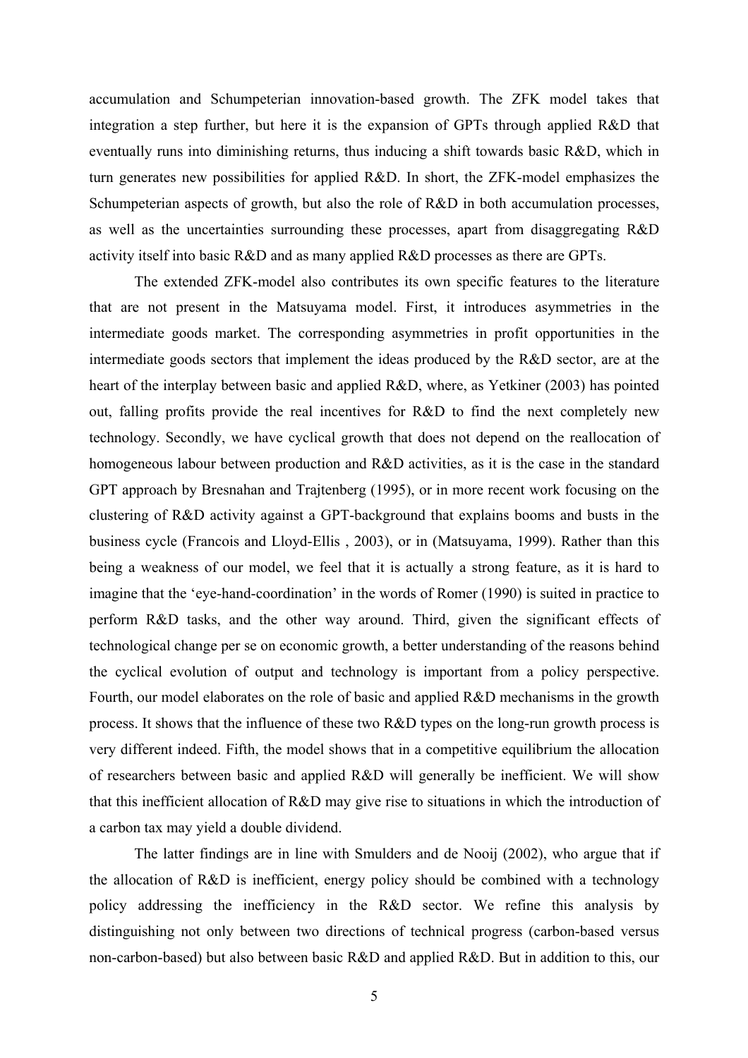accumulation and Schumpeterian innovation-based growth. The ZFK model takes that integration a step further, but here it is the expansion of GPTs through applied R&D that eventually runs into diminishing returns, thus inducing a shift towards basic R&D, which in turn generates new possibilities for applied R&D. In short, the ZFK-model emphasizes the Schumpeterian aspects of growth, but also the role of R&D in both accumulation processes, as well as the uncertainties surrounding these processes, apart from disaggregating R&D activity itself into basic R&D and as many applied R&D processes as there are GPTs.

The extended ZFK-model also contributes its own specific features to the literature that are not present in the Matsuyama model. First, it introduces asymmetries in the intermediate goods market. The corresponding asymmetries in profit opportunities in the intermediate goods sectors that implement the ideas produced by the R&D sector, are at the heart of the interplay between basic and applied R&D, where, as Yetkiner (2003) has pointed out, falling profits provide the real incentives for R&D to find the next completely new technology. Secondly, we have cyclical growth that does not depend on the reallocation of homogeneous labour between production and R&D activities, as it is the case in the standard GPT approach by Bresnahan and Trajtenberg (1995), or in more recent work focusing on the clustering of R&D activity against a GPT-background that explains booms and busts in the business cycle (Francois and Lloyd-Ellis , 2003), or in (Matsuyama, 1999). Rather than this being a weakness of our model, we feel that it is actually a strong feature, as it is hard to imagine that the 'eye-hand-coordination' in the words of Romer (1990) is suited in practice to perform R&D tasks, and the other way around. Third, given the significant effects of technological change per se on economic growth, a better understanding of the reasons behind the cyclical evolution of output and technology is important from a policy perspective. Fourth, our model elaborates on the role of basic and applied R&D mechanisms in the growth process. It shows that the influence of these two R&D types on the long-run growth process is very different indeed. Fifth, the model shows that in a competitive equilibrium the allocation of researchers between basic and applied R&D will generally be inefficient. We will show that this inefficient allocation of R&D may give rise to situations in which the introduction of a carbon tax may yield a double dividend.

The latter findings are in line with Smulders and de Nooij (2002), who argue that if the allocation of R&D is inefficient, energy policy should be combined with a technology policy addressing the inefficiency in the R&D sector. We refine this analysis by distinguishing not only between two directions of technical progress (carbon-based versus non-carbon-based) but also between basic R&D and applied R&D. But in addition to this, our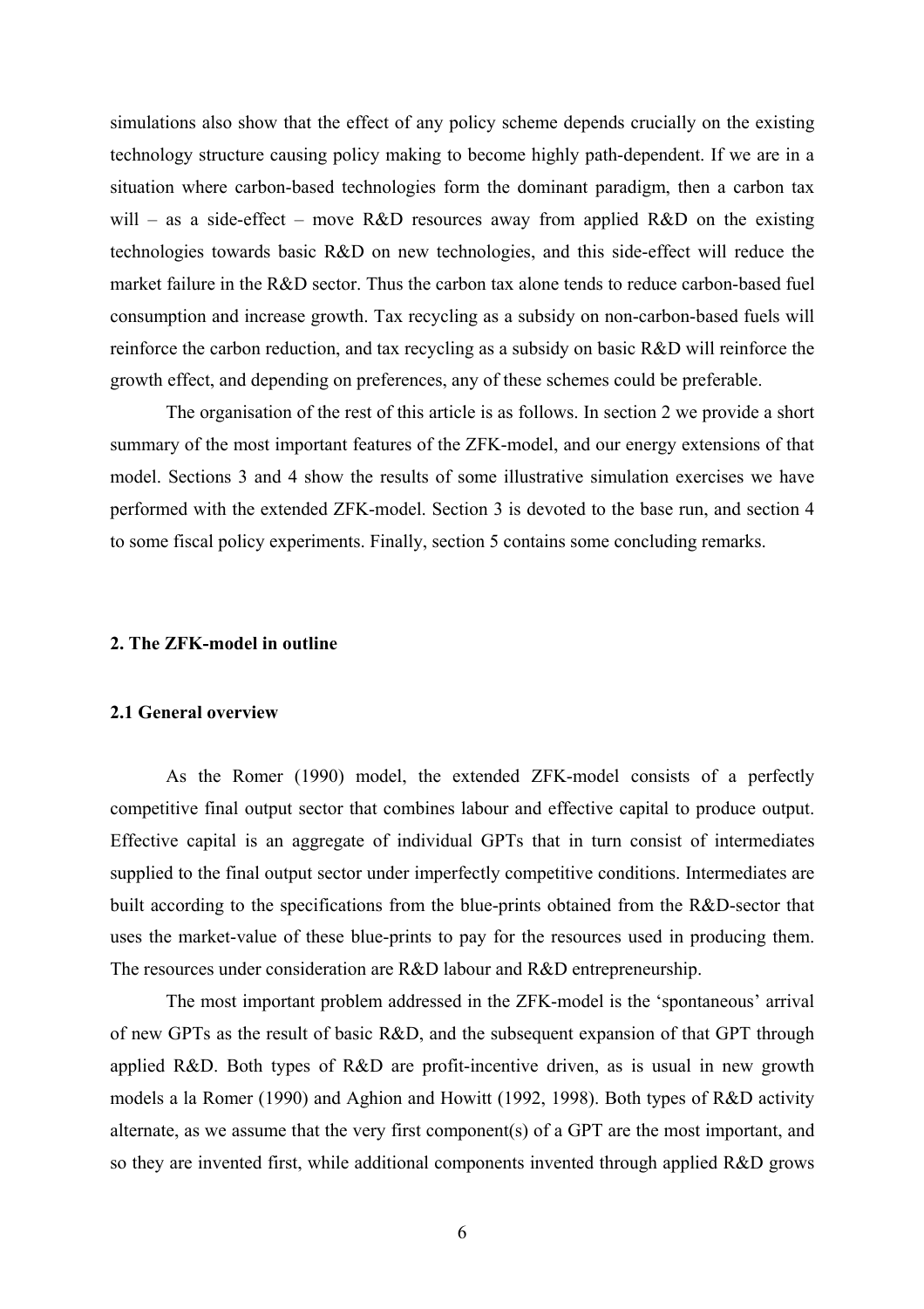simulations also show that the effect of any policy scheme depends crucially on the existing technology structure causing policy making to become highly path-dependent. If we are in a situation where carbon-based technologies form the dominant paradigm, then a carbon tax will – as a side-effect – move R&D resources away from applied R&D on the existing technologies towards basic R&D on new technologies, and this side-effect will reduce the market failure in the R&D sector. Thus the carbon tax alone tends to reduce carbon-based fuel consumption and increase growth. Tax recycling as a subsidy on non-carbon-based fuels will reinforce the carbon reduction, and tax recycling as a subsidy on basic R&D will reinforce the growth effect, and depending on preferences, any of these schemes could be preferable.

The organisation of the rest of this article is as follows. In section 2 we provide a short summary of the most important features of the ZFK-model, and our energy extensions of that model. Sections 3 and 4 show the results of some illustrative simulation exercises we have performed with the extended ZFK-model. Section 3 is devoted to the base run, and section 4 to some fiscal policy experiments. Finally, section 5 contains some concluding remarks.

## 2. The ZFK-model in outline

### 2.1 General overview

As the Romer (1990) model, the extended ZFK-model consists of a perfectly competitive final output sector that combines labour and effective capital to produce output. Effective capital is an aggregate of individual GPTs that in turn consist of intermediates supplied to the final output sector under imperfectly competitive conditions. Intermediates are built according to the specifications from the blue-prints obtained from the R&D-sector that uses the market-value of these blue-prints to pay for the resources used in producing them. The resources under consideration are R&D labour and R&D entrepreneurship.

The most important problem addressed in the ZFK-model is the 'spontaneous' arrival of new GPTs as the result of basic R&D, and the subsequent expansion of that GPT through applied R&D. Both types of R&D are profit-incentive driven, as is usual in new growth models a la Romer (1990) and Aghion and Howitt (1992, 1998). Both types of R&D activity alternate, as we assume that the very first component(s) of a GPT are the most important, and so they are invented first, while additional components invented through applied R&D grows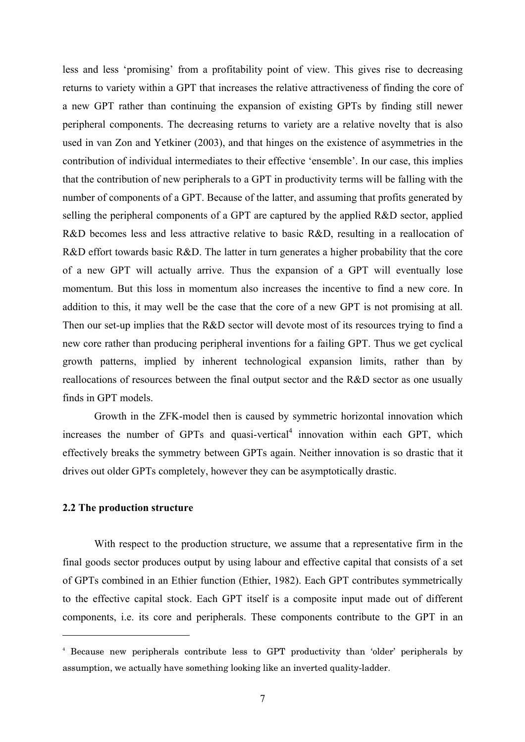less and less 'promising' from a profitability point of view. This gives rise to decreasing returns to variety within a GPT that increases the relative attractiveness of finding the core of a new GPT rather than continuing the expansion of existing GPTs by finding still newer peripheral components. The decreasing returns to variety are a relative novelty that is also used in van Zon and Yetkiner (2003), and that hinges on the existence of asymmetries in the contribution of individual intermediates to their effective 'ensemble'. In our case, this implies that the contribution of new peripherals to a GPT in productivity terms will be falling with the number of components of a GPT. Because of the latter, and assuming that profits generated by selling the peripheral components of a GPT are captured by the applied R&D sector, applied R&D becomes less and less attractive relative to basic R&D, resulting in a reallocation of R&D effort towards basic R&D. The latter in turn generates a higher probability that the core of a new GPT will actually arrive. Thus the expansion of a GPT will eventually lose momentum. But this loss in momentum also increases the incentive to find a new core. In addition to this, it may well be the case that the core of a new GPT is not promising at all. Then our set-up implies that the R&D sector will devote most of its resources trying to find a new core rather than producing peripheral inventions for a failing GPT. Thus we get cyclical growth patterns, implied by inherent technological expansion limits, rather than by reallocations of resources between the final output sector and the R&D sector as one usually finds in GPT models.

Growth in the ZFK-model then is caused by symmetric horizontal innovation which increases the number of GPTs and quasi-vertical[4] innovation within each GPT, which effectively breaks the symmetry between GPTs again. Neither innovation is so drastic that it drives out older GPTs completely, however they can be asymptotically drastic.

### 2.2 The production structure

With respect to the production structure, we assume that a representative firm in the final goods sector produces output by using labour and effective capital that consists of a set of GPTs combined in an Ethier function (Ethier, 1982). Each GPT contributes symmetrically to the effective capital stock. Each GPT itself is a composite input made out of different components, i.e. its core and peripherals. These components contribute to the GPT in an

[4] Because new peripherals contribute less to GPT productivity than 'older' peripherals by assumption, we actually have something looking like an inverted quality-ladder.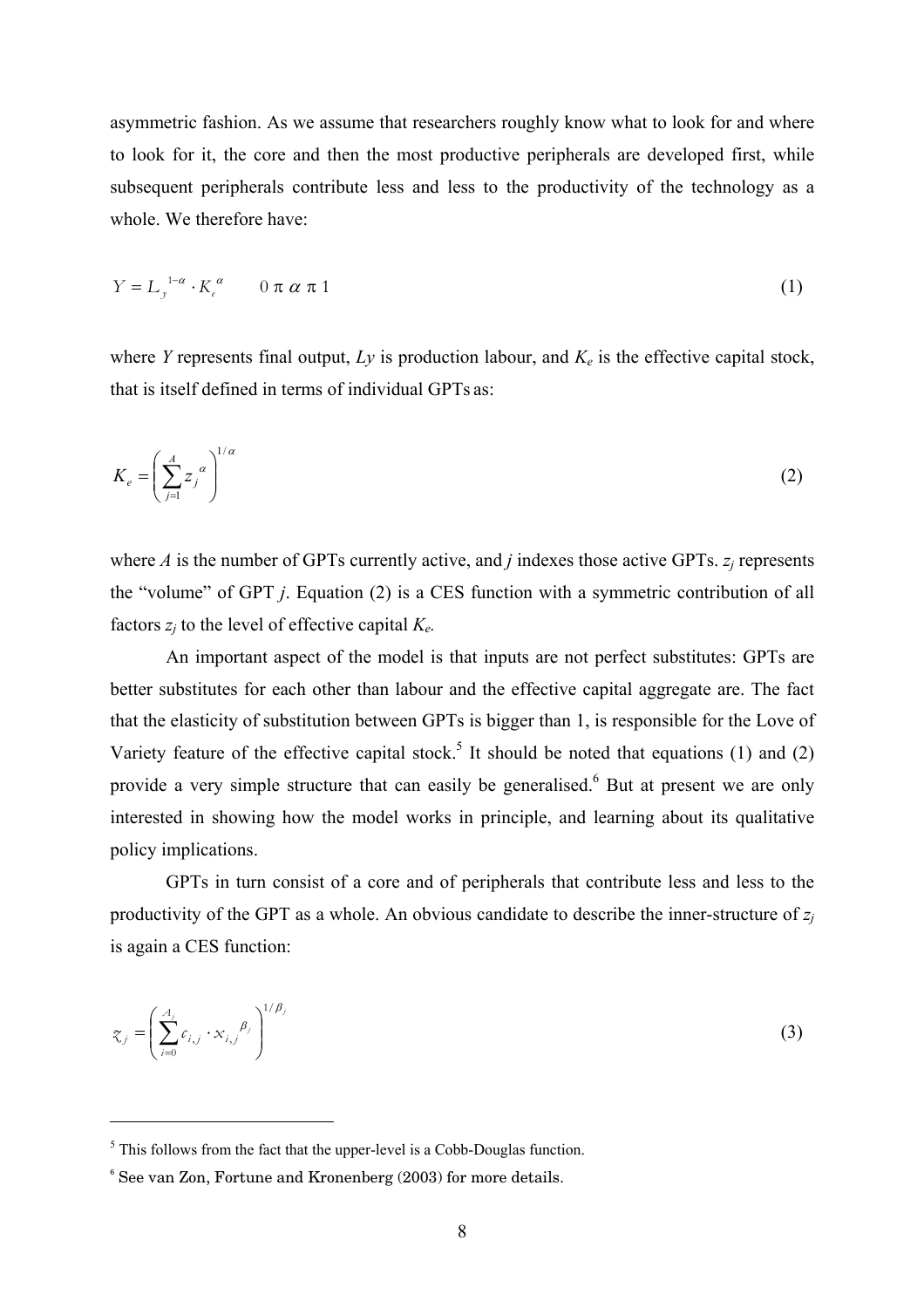asymmetric fashion. As we assume that researchers roughly know what to look for and where to look for it, the core and then the most productive peripherals are developed first, while subsequent peripherals contribute less and less to the productivity of the technology as a whole. We therefore have:

$$Y = L_y^{1-\alpha} \cdot K_e^{\alpha} \qquad 0 < \alpha < 1 \tag{1}$$

where $Y$ represents final output, $Ly$ is production labour, and $K_e$ is the effective capital stock, that is itself defined in terms of individual GPTs as:

$$K_e = \left( \sum_{j=1}^{A} z_j^{\alpha} \right)^{1/\alpha} \tag{2}$$

where $A$ is the number of GPTs currently active, and $j$ indexes those active GPTs. $z_j$ represents the "volume" of GPT $j$. Equation (2) is a CES function with a symmetric contribution of all factors $z_j$ to the level of effective capital $K_e$.

An important aspect of the model is that inputs are not perfect substitutes: GPTs are better substitutes for each other than labour and the effective capital aggregate are. The fact that the elasticity of substitution between GPTs is bigger than 1, is responsible for the Love of Variety feature of the effective capital stock.[5] It should be noted that equations (1) and (2) provide a very simple structure that can easily be generalised.[6] But at present we are only interested in showing how the model works in principle, and learning about its qualitative policy implications.

GPTs in turn consist of a core and of peripherals that contribute less and less to the productivity of the GPT as a whole. An obvious candidate to describe the inner-structure of $z_j$ is again a CES function:

$$z_j = \left( \sum_{i=0}^{A_j} c_{i,j} \cdot x_{i,j}^{\beta_j} \right)^{1/\beta_j} \tag{3}$$

---

[5] This follows from the fact that the upper-level is a Cobb-Douglas function.

[6] See van Zon, Fortune and Kronenberg (2003) for more details.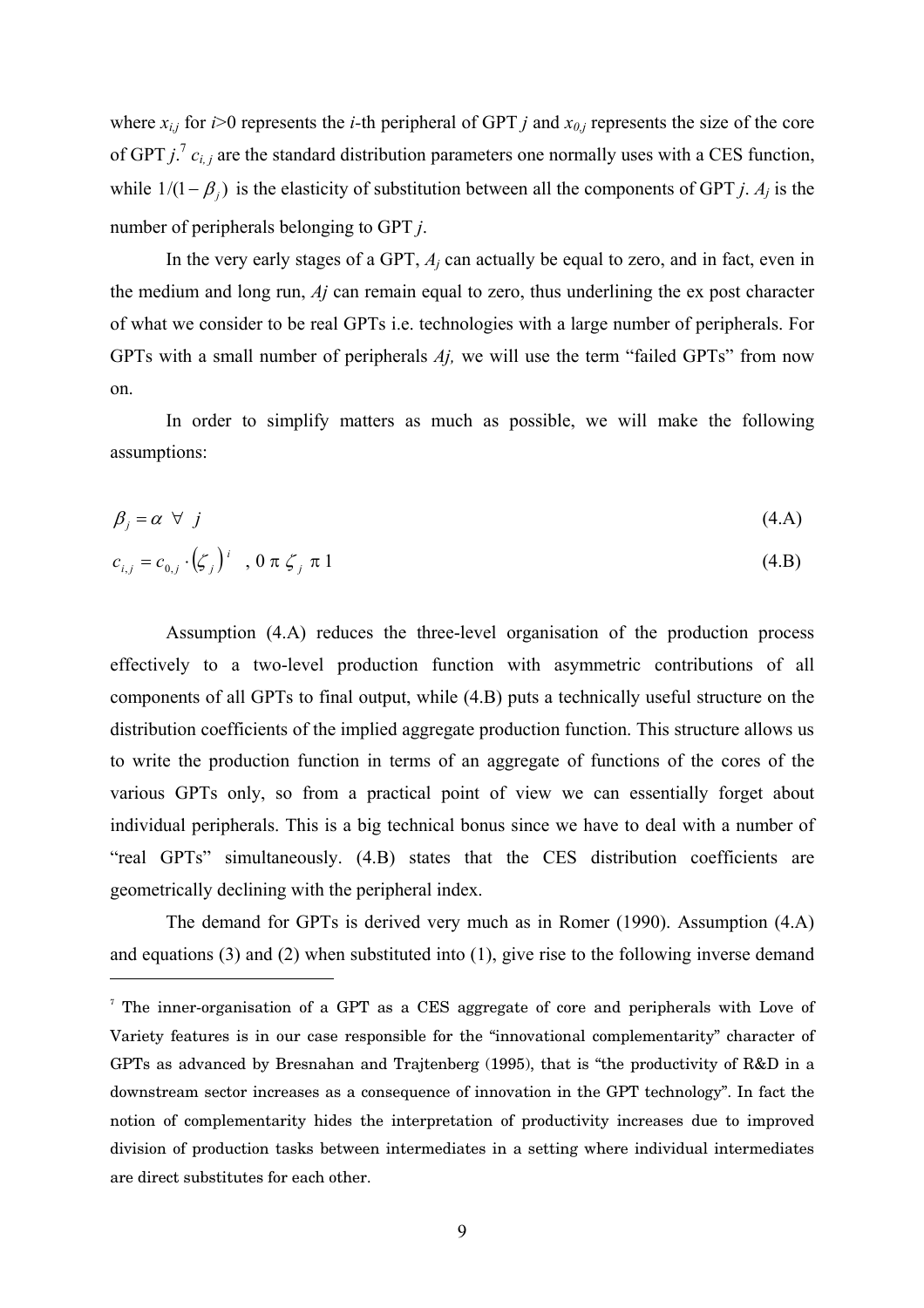where $x_{i,j}$ for $i$>0 represents the $i$-th peripheral of GPT $j$ and $x_{0,j}$ represents the size of the core of GPT $j$.[7] $c_{i,j}$ are the standard distribution parameters one normally uses with a CES function, while $1/(1-\beta_j)$ is the elasticity of substitution between all the components of GPT $j$. $A_j$ is the number of peripherals belonging to GPT $j$.

In the very early stages of a GPT, $A_j$ can actually be equal to zero, and in fact, even in the medium and long run, $Aj$ can remain equal to zero, thus underlining the ex post character of what we consider to be real GPTs i.e. technologies with a large number of peripherals. For GPTs with a small number of peripherals $Aj$, we will use the term "failed GPTs" from now on.

In order to simplify matters as much as possible, we will make the following assumptions:

$$\beta_j = \alpha \;\; \forall \;\; j \tag{4.A}$$

$$c_{i,j} = c_{0,j} \cdot (\zeta_j)^i \quad , 0 < \zeta_j < 1 \tag{4.B}$$

Assumption (4.A) reduces the three-level organisation of the production process effectively to a two-level production function with asymmetric contributions of all components of all GPTs to final output, while (4.B) puts a technically useful structure on the distribution coefficients of the implied aggregate production function. This structure allows us to write the production function in terms of an aggregate of functions of the cores of the various GPTs only, so from a practical point of view we can essentially forget about individual peripherals. This is a big technical bonus since we have to deal with a number of "real GPTs" simultaneously. (4.B) states that the CES distribution coefficients are geometrically declining with the peripheral index.

The demand for GPTs is derived very much as in Romer (1990). Assumption (4.A) and equations (3) and (2) when substituted into (1), give rise to the following inverse demand

---

[7] The inner-organisation of a GPT as a CES aggregate of core and peripherals with Love of Variety features is in our case responsible for the "innovational complementarity" character of GPTs as advanced by Bresnahan and Trajtenberg (1995), that is "the productivity of R&D in a downstream sector increases as a consequence of innovation in the GPT technology". In fact the notion of complementarity hides the interpretation of productivity increases due to improved division of production tasks between intermediates in a setting where individual intermediates are direct substitutes for each other.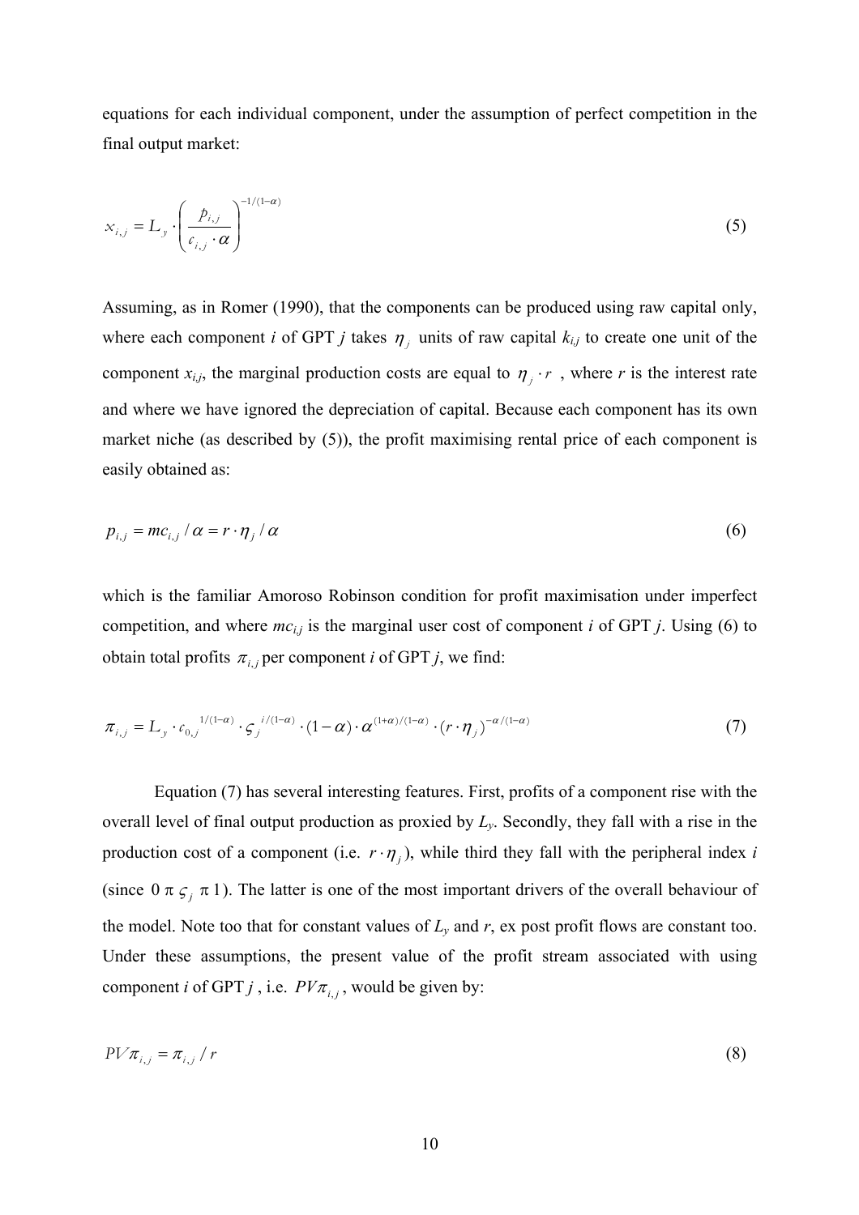equations for each individual component, under the assumption of perfect competition in the final output market:

$$x_{i,j} = L_y \cdot \left( \frac{p_{i,j}}{c_{i,j} \cdot \alpha} \right)^{-1/(1-\alpha)} \tag{5}$$

Assuming, as in Romer (1990), that the components can be produced using raw capital only, where each component $i$ of GPT $j$ takes $\eta_j$ units of raw capital $k_{i,j}$ to create one unit of the component $x_{i,j}$, the marginal production costs are equal to $\eta_j \cdot r$, where $r$ is the interest rate and where we have ignored the depreciation of capital. Because each component has its own market niche (as described by (5)), the profit maximising rental price of each component is easily obtained as:

$$p_{i,j} = mc_{i,j} / \alpha = r \cdot \eta_j / \alpha \tag{6}$$

which is the familiar Amoroso Robinson condition for profit maximisation under imperfect competition, and where $mc_{i,j}$ is the marginal user cost of component $i$ of GPT $j$. Using (6) to obtain total profits $\pi_{i,j}$ per component $i$ of GPT $j$, we find:

$$\pi_{i,j} = L_y \cdot c_{0,j}^{\ 1/(1-\alpha)} \cdot \varsigma_j^{\ i/(1-\alpha)} \cdot (1-\alpha) \cdot \alpha^{(1+\alpha)/(1-\alpha)} \cdot (r \cdot \eta_j)^{-\alpha/(1-\alpha)} \tag{7}$$

Equation (7) has several interesting features. First, profits of a component rise with the overall level of final output production as proxied by $L_y$. Secondly, they fall with a rise in the production cost of a component (i.e. $r \cdot \eta_j$), while third they fall with the peripheral index $i$ (since $0 < \varsigma_j < 1$). The latter is one of the most important drivers of the overall behaviour of the model. Note too that for constant values of $L_y$ and $r$, ex post profit flows are constant too. Under these assumptions, the present value of the profit stream associated with using component $i$ of GPT $j$, i.e. $PV\pi_{i,j}$, would be given by:

$$PV\pi_{i,j} = \pi_{i,j} / r \tag{8}$$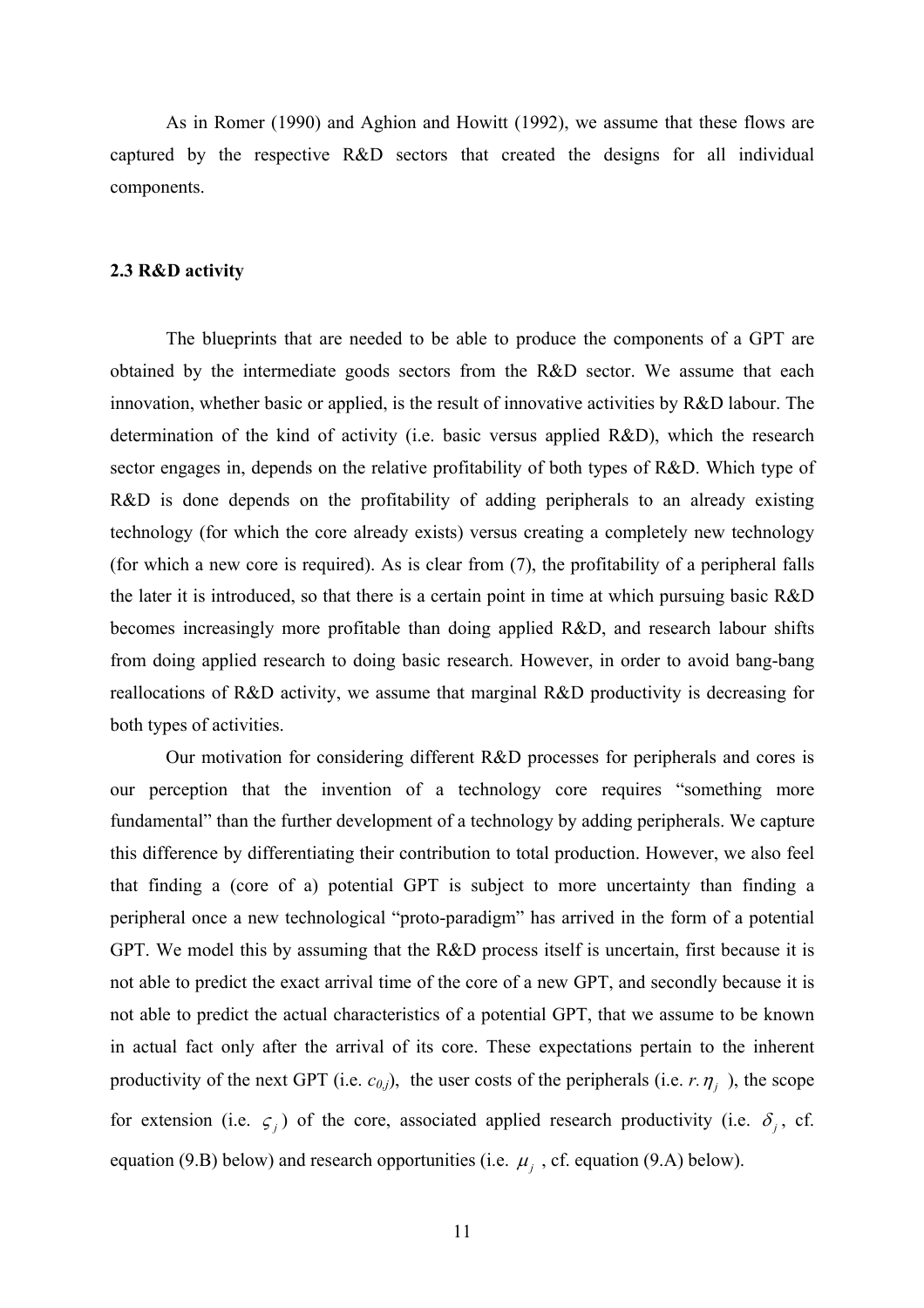As in Romer (1990) and Aghion and Howitt (1992), we assume that these flows are captured by the respective R&D sectors that created the designs for all individual components.

### 2.3 R&D activity

The blueprints that are needed to be able to produce the components of a GPT are obtained by the intermediate goods sectors from the R&D sector. We assume that each innovation, whether basic or applied, is the result of innovative activities by R&D labour. The determination of the kind of activity (i.e. basic versus applied R&D), which the research sector engages in, depends on the relative profitability of both types of R&D. Which type of R&D is done depends on the profitability of adding peripherals to an already existing technology (for which the core already exists) versus creating a completely new technology (for which a new core is required). As is clear from (7), the profitability of a peripheral falls the later it is introduced, so that there is a certain point in time at which pursuing basic R&D becomes increasingly more profitable than doing applied R&D, and research labour shifts from doing applied research to doing basic research. However, in order to avoid bang-bang reallocations of R&D activity, we assume that marginal R&D productivity is decreasing for both types of activities.

Our motivation for considering different R&D processes for peripherals and cores is our perception that the invention of a technology core requires "something more fundamental" than the further development of a technology by adding peripherals. We capture this difference by differentiating their contribution to total production. However, we also feel that finding a (core of a) potential GPT is subject to more uncertainty than finding a peripheral once a new technological "proto-paradigm" has arrived in the form of a potential GPT. We model this by assuming that the R&D process itself is uncertain, first because it is not able to predict the exact arrival time of the core of a new GPT, and secondly because it is not able to predict the actual characteristics of a potential GPT, that we assume to be known in actual fact only after the arrival of its core. These expectations pertain to the inherent productivity of the next GPT (i.e. $c_{0,j}$), the user costs of the peripherals (i.e. $r.\eta_j$), the scope for extension (i.e. $\varsigma_j$) of the core, associated applied research productivity (i.e. $\delta_j$, cf. equation (9.B) below) and research opportunities (i.e. $\mu_j$, cf. equation (9.A) below).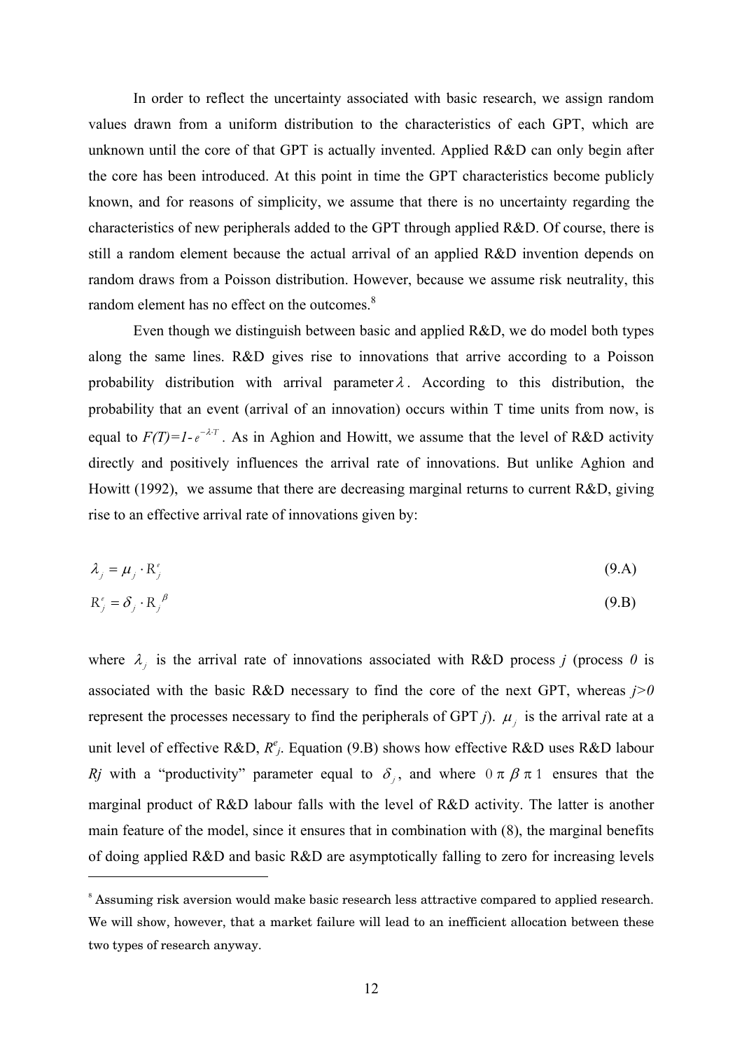In order to reflect the uncertainty associated with basic research, we assign random values drawn from a uniform distribution to the characteristics of each GPT, which are unknown until the core of that GPT is actually invented. Applied R&D can only begin after the core has been introduced. At this point in time the GPT characteristics become publicly known, and for reasons of simplicity, we assume that there is no uncertainty regarding the characteristics of new peripherals added to the GPT through applied R&D. Of course, there is still a random element because the actual arrival of an applied R&D invention depends on random draws from a Poisson distribution. However, because we assume risk neutrality, this random element has no effect on the outcomes.[8]

Even though we distinguish between basic and applied R&D, we do model both types along the same lines. R&D gives rise to innovations that arrive according to a Poisson probability distribution with arrival parameter $\lambda$. According to this distribution, the probability that an event (arrival of an innovation) occurs within T time units from now, is equal to $F(T)=1-e^{-\lambda \cdot T}$. As in Aghion and Howitt, we assume that the level of R&D activity directly and positively influences the arrival rate of innovations. But unlike Aghion and Howitt (1992), we assume that there are decreasing marginal returns to current R&D, giving rise to an effective arrival rate of innovations given by:

$$\lambda_j = \mu_j \cdot R_j^e \tag{9.A}$$

$$R_j^e = \delta_j \cdot R_j^{\beta} \tag{9.B}$$

where $\lambda_j$ is the arrival rate of innovations associated with R&D process *j* (process *0* is associated with the basic R&D necessary to find the core of the next GPT, whereas *j>0* represent the processes necessary to find the peripherals of GPT *j*). $\mu_j$ is the arrival rate at a unit level of effective R&D, $R^e_j$. Equation (9.B) shows how effective R&D uses R&D labour *Rj* with a "productivity" parameter equal to $\delta_j$, and where $0 < \beta < 1$ ensures that the marginal product of R&D labour falls with the level of R&D activity. The latter is another main feature of the model, since it ensures that in combination with (8), the marginal benefits of doing applied R&D and basic R&D are asymptotically falling to zero for increasing levels

[8] Assuming risk aversion would make basic research less attractive compared to applied research. We will show, however, that a market failure will lead to an inefficient allocation between these two types of research anyway.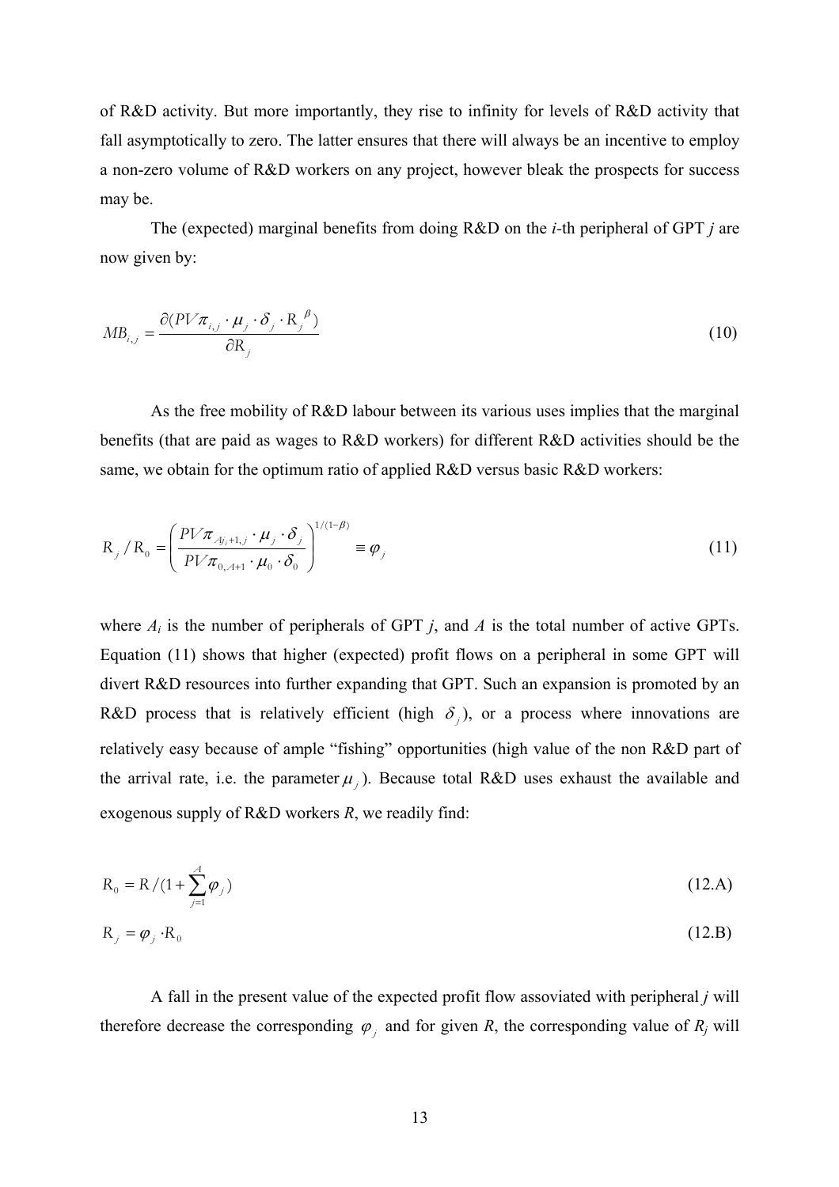of R&D activity. But more importantly, they rise to infinity for levels of R&D activity that fall asymptotically to zero. The latter ensures that there will always be an incentive to employ a non-zero volume of R&D workers on any project, however bleak the prospects for success may be.

The (expected) marginal benefits from doing R&D on the *i*-th peripheral of GPT *j* are now given by:

$$MB_{i,j} = \frac{\partial (PV\pi_{i,j} \cdot \mu_j \cdot \delta_j \cdot R_j^{\ \beta})}{\partial R_j} \tag{10}$$

As the free mobility of R&D labour between its various uses implies that the marginal benefits (that are paid as wages to R&D workers) for different R&D activities should be the same, we obtain for the optimum ratio of applied R&D versus basic R&D workers:

$$R_j / R_0 = \left( \frac{PV\pi_{Aj_i+1,j} \cdot \mu_j \cdot \delta_j}{PV\pi_{0,A+1} \cdot \mu_0 \cdot \delta_0} \right)^{1/(1-\beta)} \equiv \varphi_j \tag{11}$$

where $A_i$ is the number of peripherals of GPT *j*, and *A* is the total number of active GPTs. Equation (11) shows that higher (expected) profit flows on a peripheral in some GPT will divert R&D resources into further expanding that GPT. Such an expansion is promoted by an R&D process that is relatively efficient (high $\delta_j$), or a process where innovations are relatively easy because of ample "fishing" opportunities (high value of the non R&D part of the arrival rate, i.e. the parameter $\mu_j$). Because total R&D uses exhaust the available and exogenous supply of R&D workers *R*, we readily find:

$$R_0 = R / (1 + \sum_{j=1}^{A} \varphi_j) \tag{12.A}$$

$$R_j = \varphi_j \cdot R_0 \tag{12.B}$$

A fall in the present value of the expected profit flow assoviated with peripheral *j* will therefore decrease the corresponding $\varphi_j$ and for given *R*, the corresponding value of $R_j$ will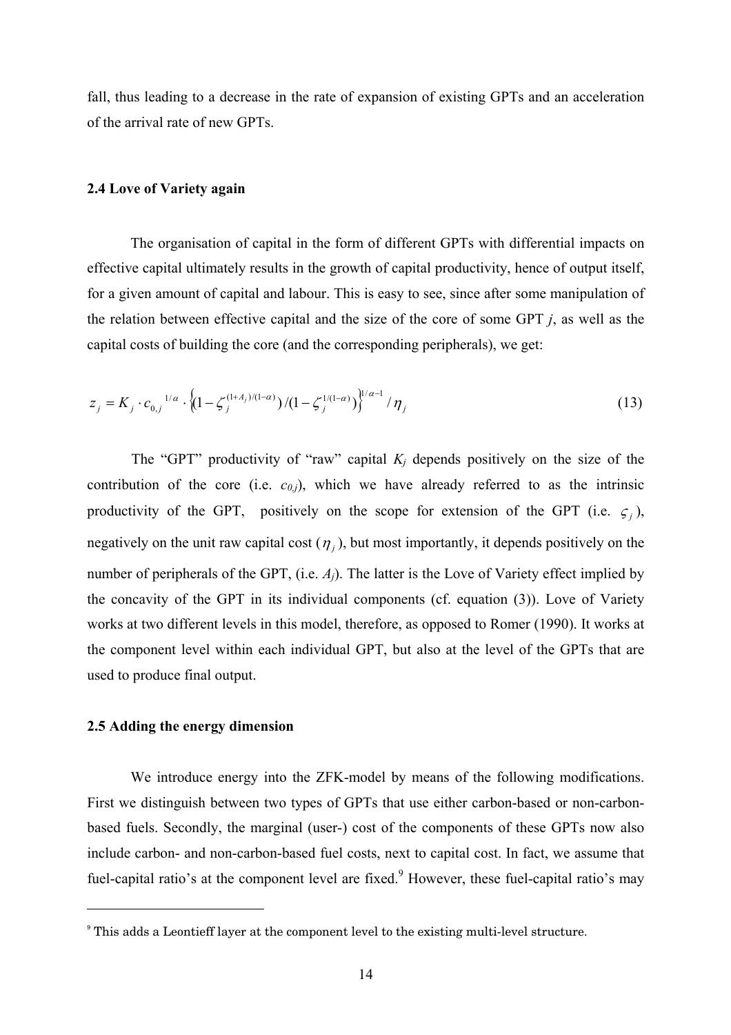fall, thus leading to a decrease in the rate of expansion of existing GPTs and an acceleration of the arrival rate of new GPTs.

### 2.4 Love of Variety again

The organisation of capital in the form of different GPTs with differential impacts on effective capital ultimately results in the growth of capital productivity, hence of output itself, for a given amount of capital and labour. This is easy to see, since after some manipulation of the relation between effective capital and the size of the core of some GPT *j*, as well as the capital costs of building the core (and the corresponding peripherals), we get:

$$z_j = K_j \cdot c_{0,j}{}^{1/\alpha} \cdot \left\{ (1 - \zeta_j^{(1+A_j)/(1-\alpha)}) / (1 - \zeta_j^{1/(1-\alpha)}) \right\}^{1/\alpha - 1} / \eta_j \tag{13}$$

The "GPT" productivity of "raw" capital $K_j$ depends positively on the size of the contribution of the core (i.e. $c_{0,j}$), which we have already referred to as the intrinsic productivity of the GPT, positively on the scope for extension of the GPT (i.e. $\varsigma_j$), negatively on the unit raw capital cost ($\eta_j$), but most importantly, it depends positively on the number of peripherals of the GPT, (i.e. $A_j$). The latter is the Love of Variety effect implied by the concavity of the GPT in its individual components (cf. equation (3)). Love of Variety works at two different levels in this model, therefore, as opposed to Romer (1990). It works at the component level within each individual GPT, but also at the level of the GPTs that are used to produce final output.

### 2.5 Adding the energy dimension

We introduce energy into the ZFK-model by means of the following modifications. First we distinguish between two types of GPTs that use either carbon-based or non-carbon-based fuels. Secondly, the marginal (user-) cost of the components of these GPTs now also include carbon- and non-carbon-based fuel costs, next to capital cost. In fact, we assume that fuel-capital ratio's at the component level are fixed.[9] However, these fuel-capital ratio's may

[9] This adds a Leontieff layer at the component level to the existing multi-level structure.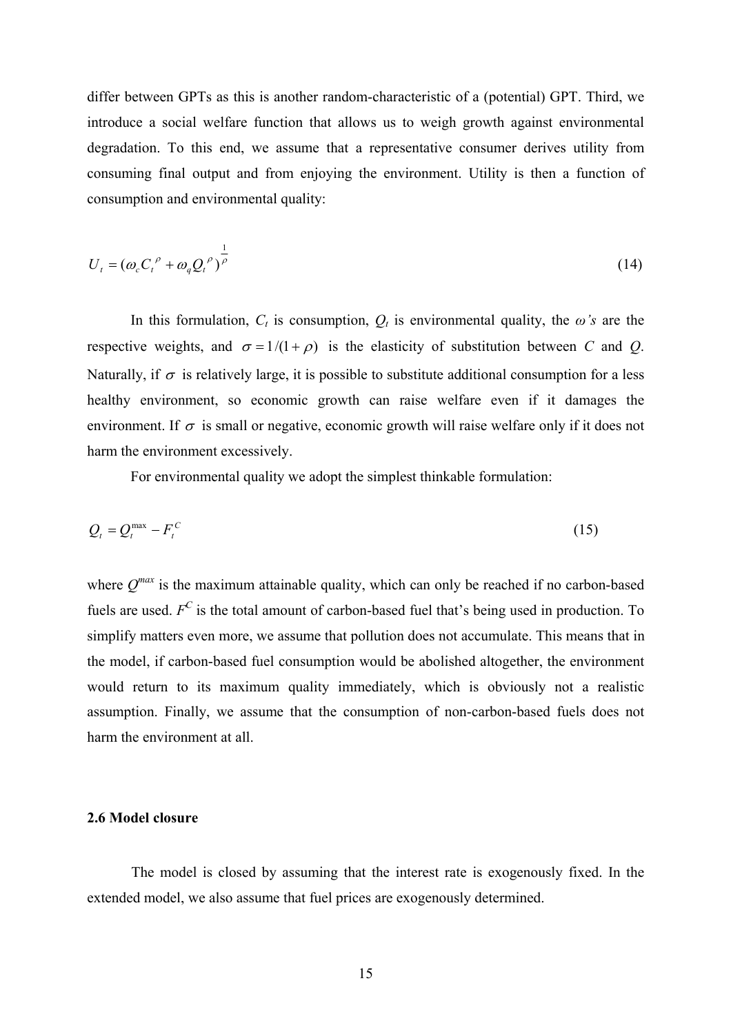differ between GPTs as this is another random-characteristic of a (potential) GPT. Third, we introduce a social welfare function that allows us to weigh growth against environmental degradation. To this end, we assume that a representative consumer derives utility from consuming final output and from enjoying the environment. Utility is then a function of consumption and environmental quality:

$$U_t = (\omega_c C_t^{\rho} + \omega_q Q_t^{\rho})^{\frac{1}{\rho}} \tag{14}$$

In this formulation, $C_t$ is consumption, $Q_t$ is environmental quality, the *ω's* are the respective weights, and $\sigma = 1/(1+\rho)$ is the elasticity of substitution between *C* and *Q*. Naturally, if $\sigma$ is relatively large, it is possible to substitute additional consumption for a less healthy environment, so economic growth can raise welfare even if it damages the environment. If $\sigma$ is small or negative, economic growth will raise welfare only if it does not harm the environment excessively.

For environmental quality we adopt the simplest thinkable formulation:

$$Q_t = Q_t^{\max} - F_t^C \tag{15}$$

where $Q^{max}$ is the maximum attainable quality, which can only be reached if no carbon-based fuels are used. $F^C$ is the total amount of carbon-based fuel that's being used in production. To simplify matters even more, we assume that pollution does not accumulate. This means that in the model, if carbon-based fuel consumption would be abolished altogether, the environment would return to its maximum quality immediately, which is obviously not a realistic assumption. Finally, we assume that the consumption of non-carbon-based fuels does not harm the environment at all.

### 2.6 Model closure

The model is closed by assuming that the interest rate is exogenously fixed. In the extended model, we also assume that fuel prices are exogenously determined.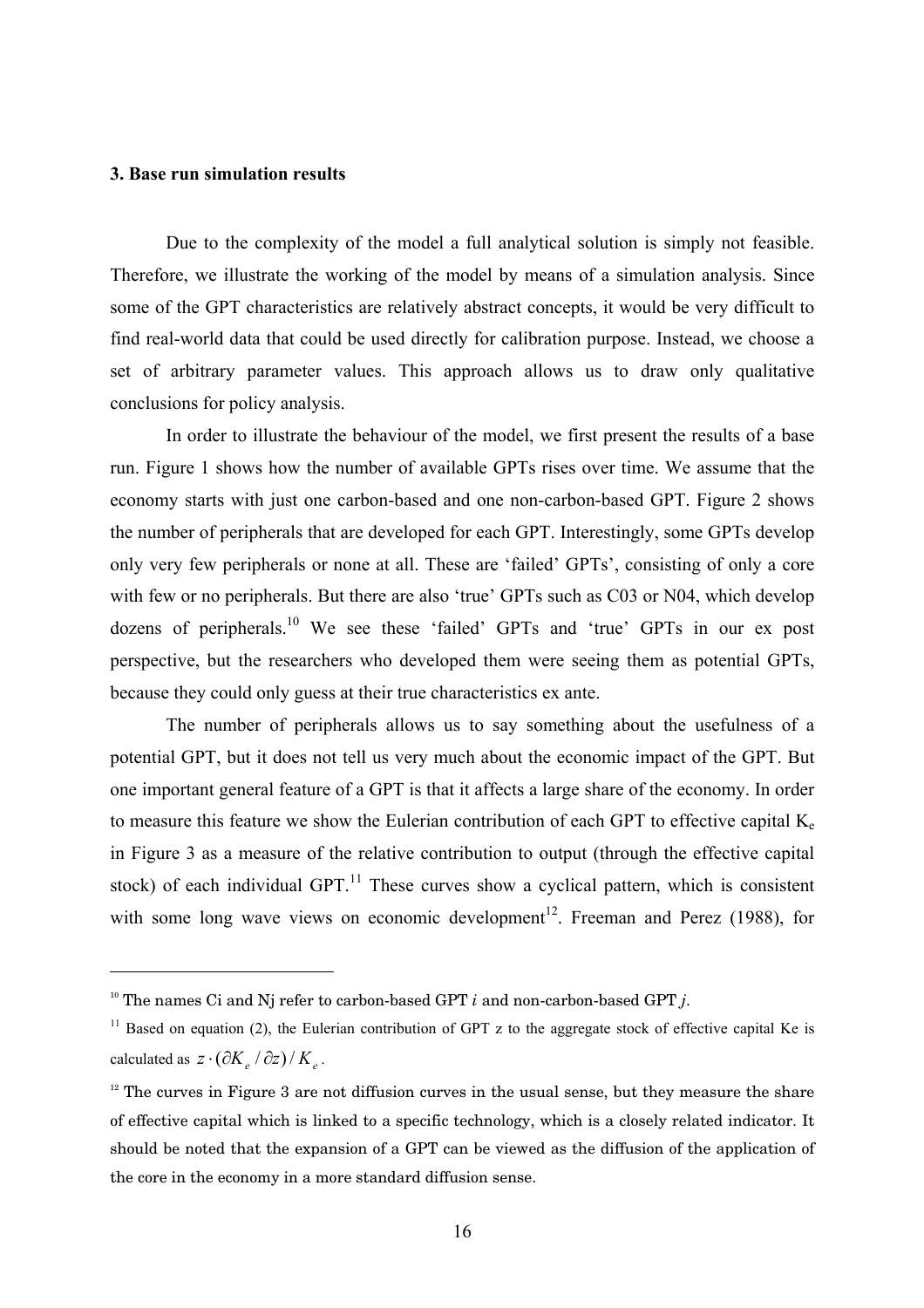### 3. Base run simulation results

Due to the complexity of the model a full analytical solution is simply not feasible. Therefore, we illustrate the working of the model by means of a simulation analysis. Since some of the GPT characteristics are relatively abstract concepts, it would be very difficult to find real-world data that could be used directly for calibration purpose. Instead, we choose a set of arbitrary parameter values. This approach allows us to draw only qualitative conclusions for policy analysis.

In order to illustrate the behaviour of the model, we first present the results of a base run. Figure 1 shows how the number of available GPTs rises over time. We assume that the economy starts with just one carbon-based and one non-carbon-based GPT. Figure 2 shows the number of peripherals that are developed for each GPT. Interestingly, some GPTs develop only very few peripherals or none at all. These are 'failed' GPTs', consisting of only a core with few or no peripherals. But there are also 'true' GPTs such as C03 or N04, which develop dozens of peripherals.[10] We see these 'failed' GPTs and 'true' GPTs in our ex post perspective, but the researchers who developed them were seeing them as potential GPTs, because they could only guess at their true characteristics ex ante.

The number of peripherals allows us to say something about the usefulness of a potential GPT, but it does not tell us very much about the economic impact of the GPT. But one important general feature of a GPT is that it affects a large share of the economy. In order to measure this feature we show the Eulerian contribution of each GPT to effective capital $K_e$ in Figure 3 as a measure of the relative contribution to output (through the effective capital stock) of each individual GPT.[11] These curves show a cyclical pattern, which is consistent with some long wave views on economic development[12]. Freeman and Perez (1988), for

---

[10] The names Ci and Nj refer to carbon-based GPT $i$ and non-carbon-based GPT $j$.

[11] Based on equation (2), the Eulerian contribution of GPT z to the aggregate stock of effective capital Ke is calculated as $z \cdot (\partial K_e / \partial z) / K_e$.

[12] The curves in Figure 3 are not diffusion curves in the usual sense, but they measure the share of effective capital which is linked to a specific technology, which is a closely related indicator. It should be noted that the expansion of a GPT can be viewed as the diffusion of the application of the core in the economy in a more standard diffusion sense.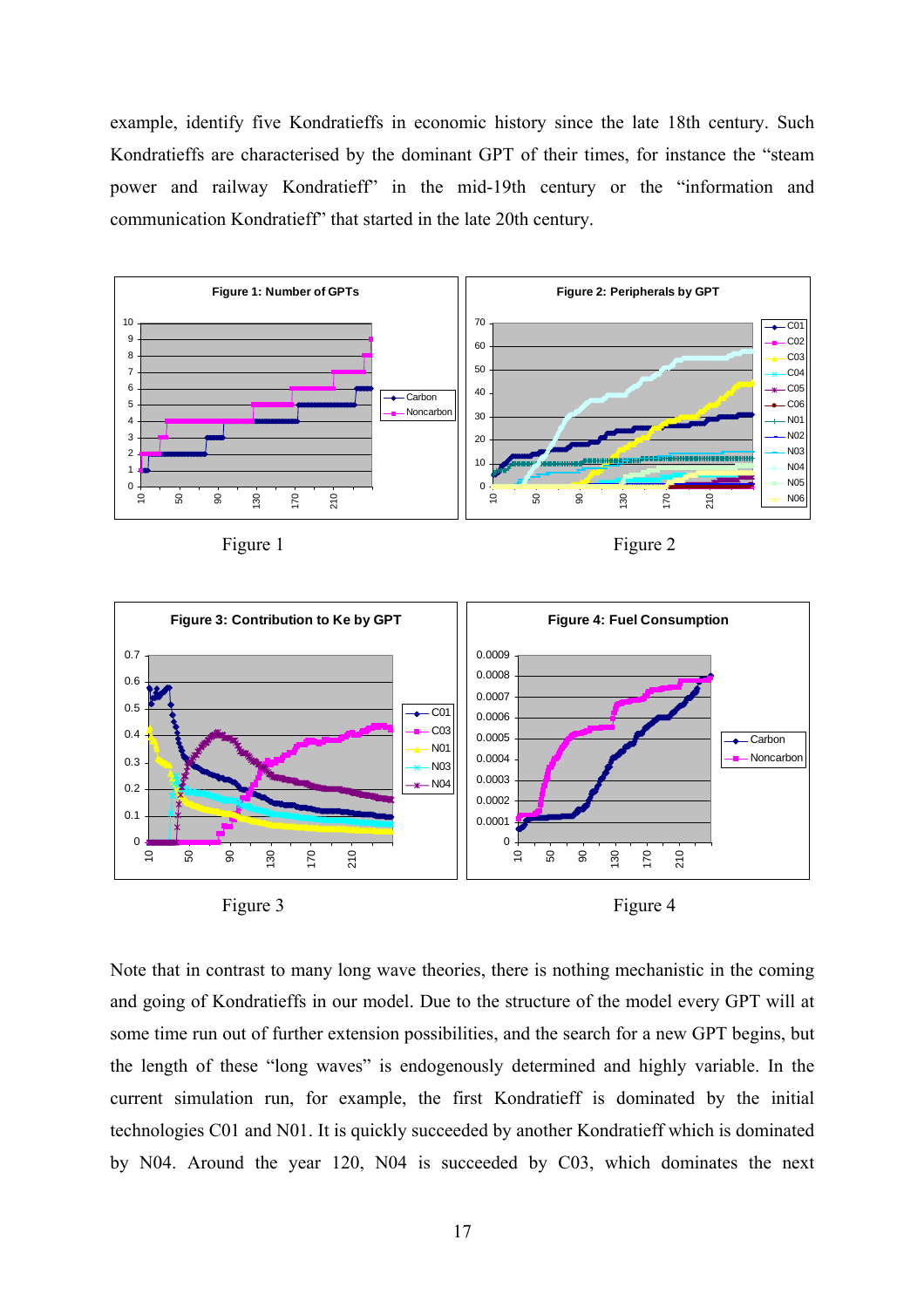example, identify five Kondratieffs in economic history since the late 18th century. Such Kondratieffs are characterised by the dominant GPT of their times, for instance the "steam power and railway Kondratieff" in the mid-19th century or the "information and communication Kondratieff" that started in the late 20th century.

Figure 1

Figure 2

Figure 3

Figure 4

Note that in contrast to many long wave theories, there is nothing mechanistic in the coming and going of Kondratieffs in our model. Due to the structure of the model every GPT will at some time run out of further extension possibilities, and the search for a new GPT begins, but the length of these "long waves" is endogenously determined and highly variable. In the current simulation run, for example, the first Kondratieff is dominated by the initial technologies C01 and N01. It is quickly succeeded by another Kondratieff which is dominated by N04. Around the year 120, N04 is succeeded by C03, which dominates the next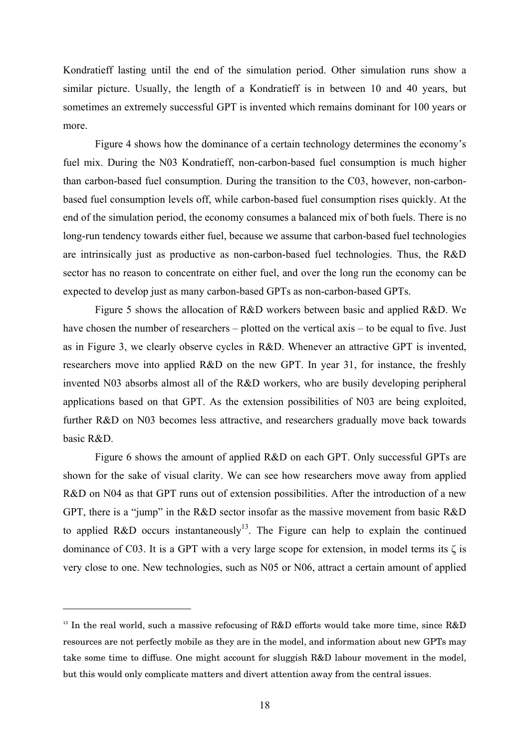Kondratieff lasting until the end of the simulation period. Other simulation runs show a similar picture. Usually, the length of a Kondratieff is in between 10 and 40 years, but sometimes an extremely successful GPT is invented which remains dominant for 100 years or more.

Figure 4 shows how the dominance of a certain technology determines the economy's fuel mix. During the N03 Kondratieff, non-carbon-based fuel consumption is much higher than carbon-based fuel consumption. During the transition to the C03, however, non-carbon-based fuel consumption levels off, while carbon-based fuel consumption rises quickly. At the end of the simulation period, the economy consumes a balanced mix of both fuels. There is no long-run tendency towards either fuel, because we assume that carbon-based fuel technologies are intrinsically just as productive as non-carbon-based fuel technologies. Thus, the R&D sector has no reason to concentrate on either fuel, and over the long run the economy can be expected to develop just as many carbon-based GPTs as non-carbon-based GPTs.

Figure 5 shows the allocation of R&D workers between basic and applied R&D. We have chosen the number of researchers – plotted on the vertical axis – to be equal to five. Just as in Figure 3, we clearly observe cycles in R&D. Whenever an attractive GPT is invented, researchers move into applied R&D on the new GPT. In year 31, for instance, the freshly invented N03 absorbs almost all of the R&D workers, who are busily developing peripheral applications based on that GPT. As the extension possibilities of N03 are being exploited, further R&D on N03 becomes less attractive, and researchers gradually move back towards basic R&D.

Figure 6 shows the amount of applied R&D on each GPT. Only successful GPTs are shown for the sake of visual clarity. We can see how researchers move away from applied R&D on N04 as that GPT runs out of extension possibilities. After the introduction of a new GPT, there is a "jump" in the R&D sector insofar as the massive movement from basic R&D to applied R&D occurs instantaneously[13]. The Figure can help to explain the continued dominance of C03. It is a GPT with a very large scope for extension, in model terms its $\zeta$ is very close to one. New technologies, such as N05 or N06, attract a certain amount of applied

[13] In the real world, such a massive refocusing of R&D efforts would take more time, since R&D resources are not perfectly mobile as they are in the model, and information about new GPTs may take some time to diffuse. One might account for sluggish R&D labour movement in the model, but this would only complicate matters and divert attention away from the central issues.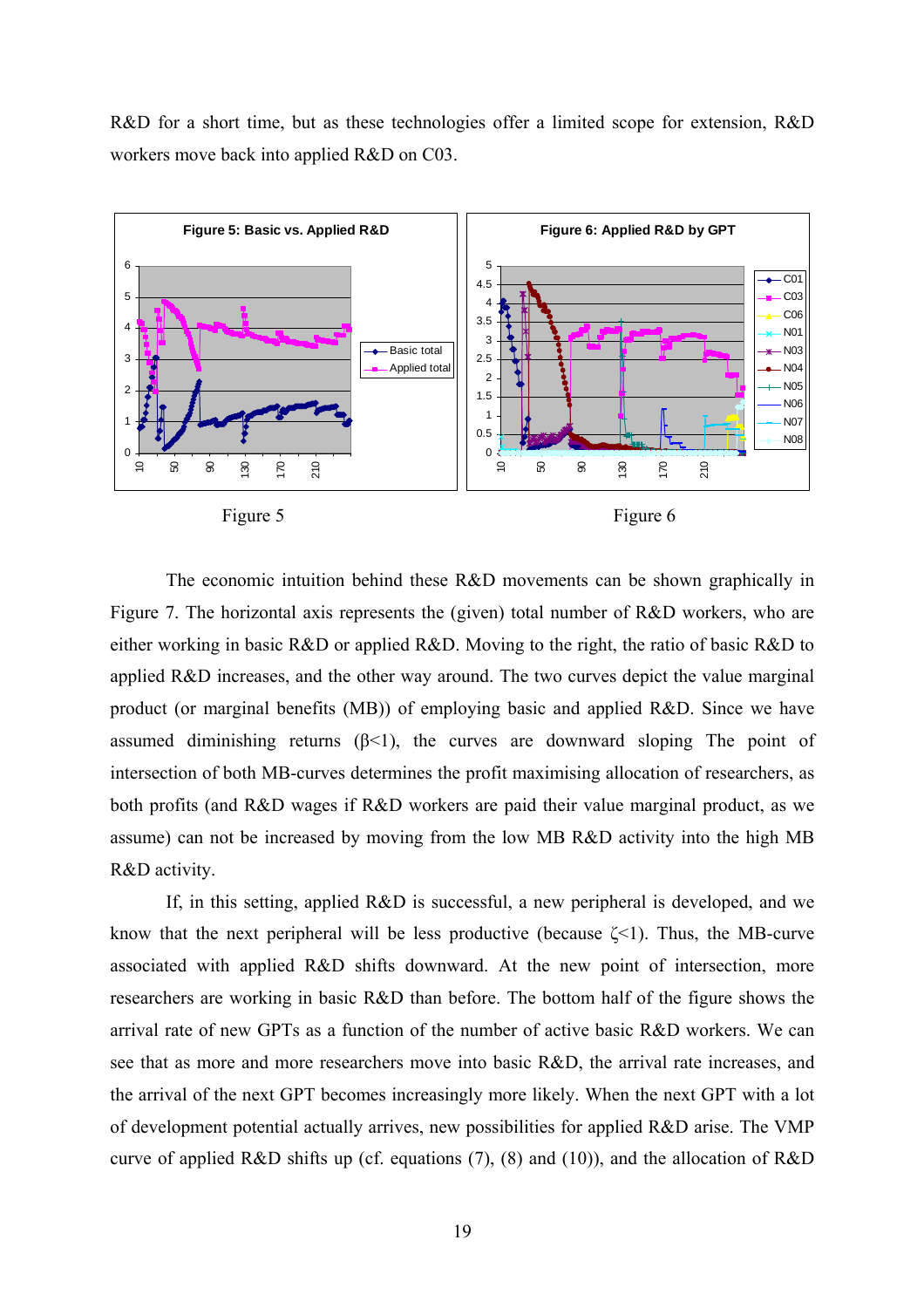R&D for a short time, but as these technologies offer a limited scope for extension, R&D workers move back into applied R&D on C03.

Figure 5

Figure 6

The economic intuition behind these R&D movements can be shown graphically in Figure 7. The horizontal axis represents the (given) total number of R&D workers, who are either working in basic R&D or applied R&D. Moving to the right, the ratio of basic R&D to applied R&D increases, and the other way around. The two curves depict the value marginal product (or marginal benefits (MB)) of employing basic and applied R&D. Since we have assumed diminishing returns ($\beta$<1), the curves are downward sloping The point of intersection of both MB-curves determines the profit maximising allocation of researchers, as both profits (and R&D wages if R&D workers are paid their value marginal product, as we assume) can not be increased by moving from the low MB R&D activity into the high MB R&D activity.

If, in this setting, applied R&D is successful, a new peripheral is developed, and we know that the next peripheral will be less productive (because $\zeta$<1). Thus, the MB-curve associated with applied R&D shifts downward. At the new point of intersection, more researchers are working in basic R&D than before. The bottom half of the figure shows the arrival rate of new GPTs as a function of the number of active basic R&D workers. We can see that as more and more researchers move into basic R&D, the arrival rate increases, and the arrival of the next GPT becomes increasingly more likely. When the next GPT with a lot of development potential actually arrives, new possibilities for applied R&D arise. The VMP curve of applied R&D shifts up (cf. equations (7), (8) and (10)), and the allocation of R&D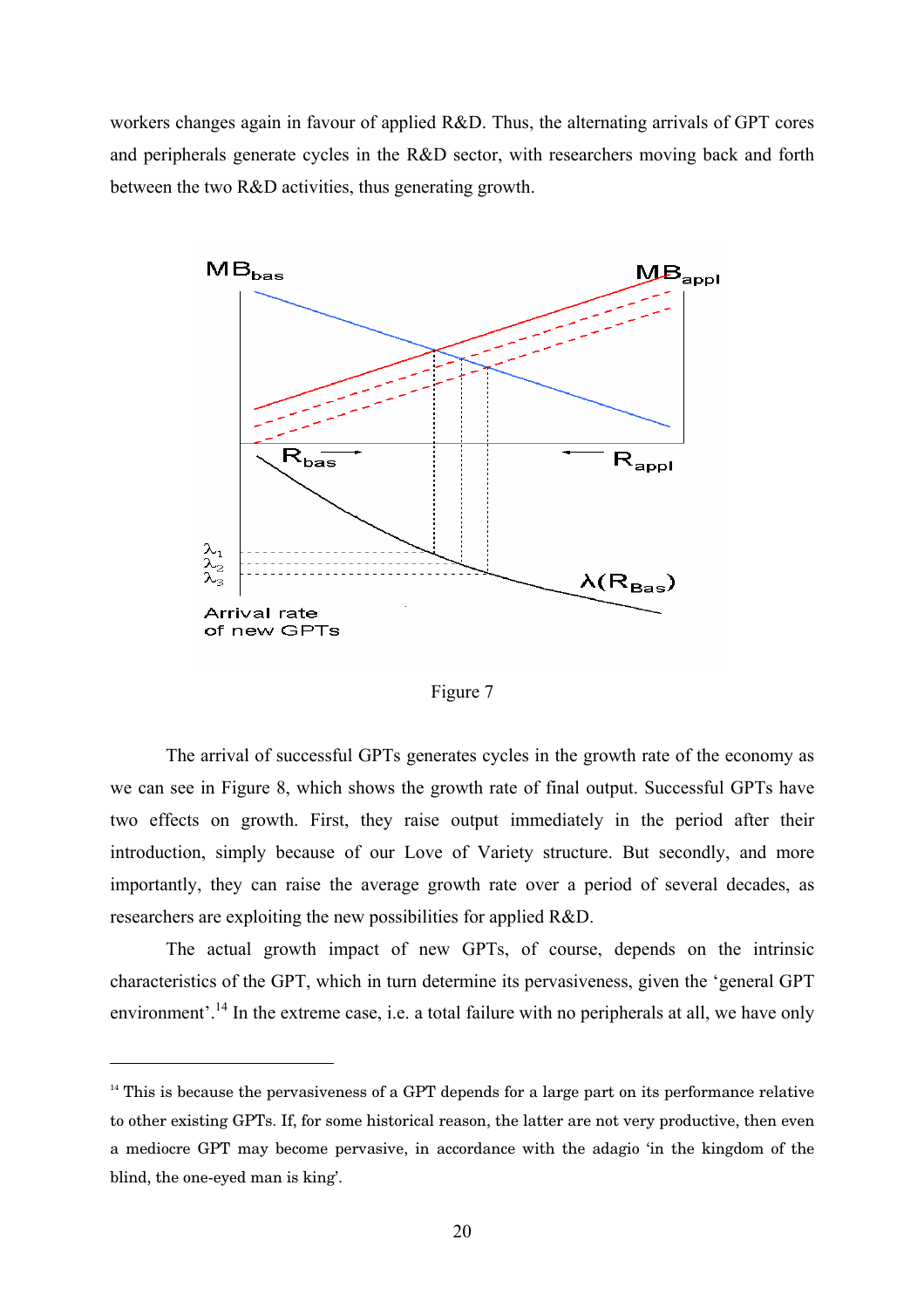workers changes again in favour of applied R&D. Thus, the alternating arrivals of GPT cores and peripherals generate cycles in the R&D sector, with researchers moving back and forth between the two R&D activities, thus generating growth.

Figure 7

The arrival of successful GPTs generates cycles in the growth rate of the economy as we can see in Figure 8, which shows the growth rate of final output. Successful GPTs have two effects on growth. First, they raise output immediately in the period after their introduction, simply because of our Love of Variety structure. But secondly, and more importantly, they can raise the average growth rate over a period of several decades, as researchers are exploiting the new possibilities for applied R&D.

The actual growth impact of new GPTs, of course, depends on the intrinsic characteristics of the GPT, which in turn determine its pervasiveness, given the 'general GPT environment'.[14] In the extreme case, i.e. a total failure with no peripherals at all, we have only

[14] This is because the pervasiveness of a GPT depends for a large part on its performance relative to other existing GPTs. If, for some historical reason, the latter are not very productive, then even a mediocre GPT may become pervasive, in accordance with the adagio 'in the kingdom of the blind, the one-eyed man is king'.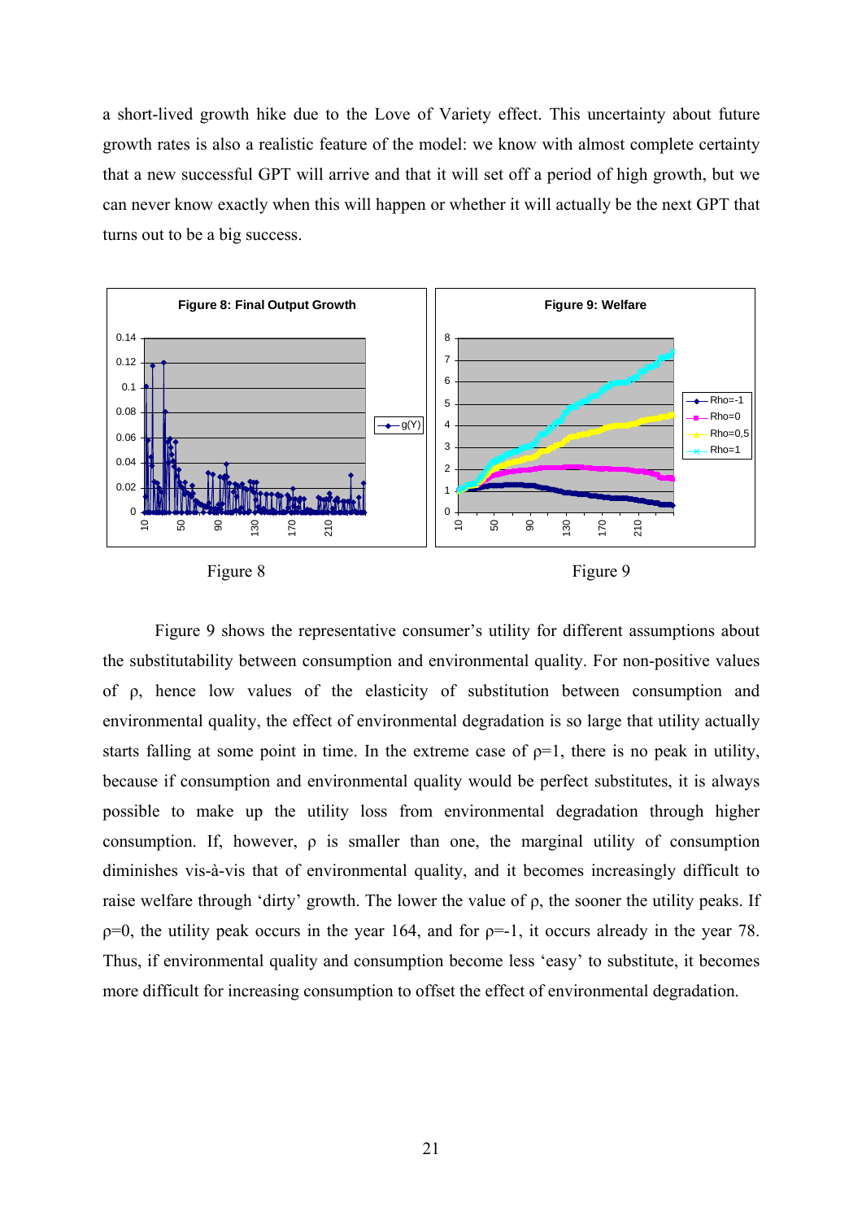a short-lived growth hike due to the Love of Variety effect. This uncertainty about future growth rates is also a realistic feature of the model: we know with almost complete certainty that a new successful GPT will arrive and that it will set off a period of high growth, but we can never know exactly when this will happen or whether it will actually be the next GPT that turns out to be a big success.

Figure 8

Figure 9

Figure 9 shows the representative consumer's utility for different assumptions about the substitutability between consumption and environmental quality. For non-positive values of ρ, hence low values of the elasticity of substitution between consumption and environmental quality, the effect of environmental degradation is so large that utility actually starts falling at some point in time. In the extreme case of ρ=1, there is no peak in utility, because if consumption and environmental quality would be perfect substitutes, it is always possible to make up the utility loss from environmental degradation through higher consumption. If, however, ρ is smaller than one, the marginal utility of consumption diminishes vis-à-vis that of environmental quality, and it becomes increasingly difficult to raise welfare through 'dirty' growth. The lower the value of ρ, the sooner the utility peaks. If ρ=0, the utility peak occurs in the year 164, and for ρ=-1, it occurs already in the year 78. Thus, if environmental quality and consumption become less 'easy' to substitute, it becomes more difficult for increasing consumption to offset the effect of environmental degradation.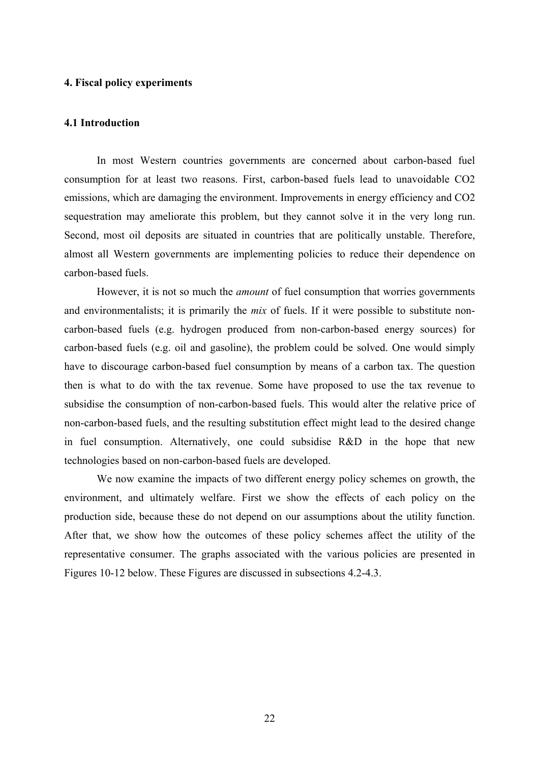## 4. Fiscal policy experiments

### 4.1 Introduction

In most Western countries governments are concerned about carbon-based fuel consumption for at least two reasons. First, carbon-based fuels lead to unavoidable $CO_2$ emissions, which are damaging the environment. Improvements in energy efficiency and $CO_2$ sequestration may ameliorate this problem, but they cannot solve it in the very long run. Second, most oil deposits are situated in countries that are politically unstable. Therefore, almost all Western governments are implementing policies to reduce their dependence on carbon-based fuels.

However, it is not so much the *amount* of fuel consumption that worries governments and environmentalists; it is primarily the *mix* of fuels. If it were possible to substitute non-carbon-based fuels (e.g. hydrogen produced from non-carbon-based energy sources) for carbon-based fuels (e.g. oil and gasoline), the problem could be solved. One would simply have to discourage carbon-based fuel consumption by means of a carbon tax. The question then is what to do with the tax revenue. Some have proposed to use the tax revenue to subsidise the consumption of non-carbon-based fuels. This would alter the relative price of non-carbon-based fuels, and the resulting substitution effect might lead to the desired change in fuel consumption. Alternatively, one could subsidise R&D in the hope that new technologies based on non-carbon-based fuels are developed.

We now examine the impacts of two different energy policy schemes on growth, the environment, and ultimately welfare. First we show the effects of each policy on the production side, because these do not depend on our assumptions about the utility function. After that, we show how the outcomes of these policy schemes affect the utility of the representative consumer. The graphs associated with the various policies are presented in Figures 10-12 below. These Figures are discussed in subsections 4.2-4.3.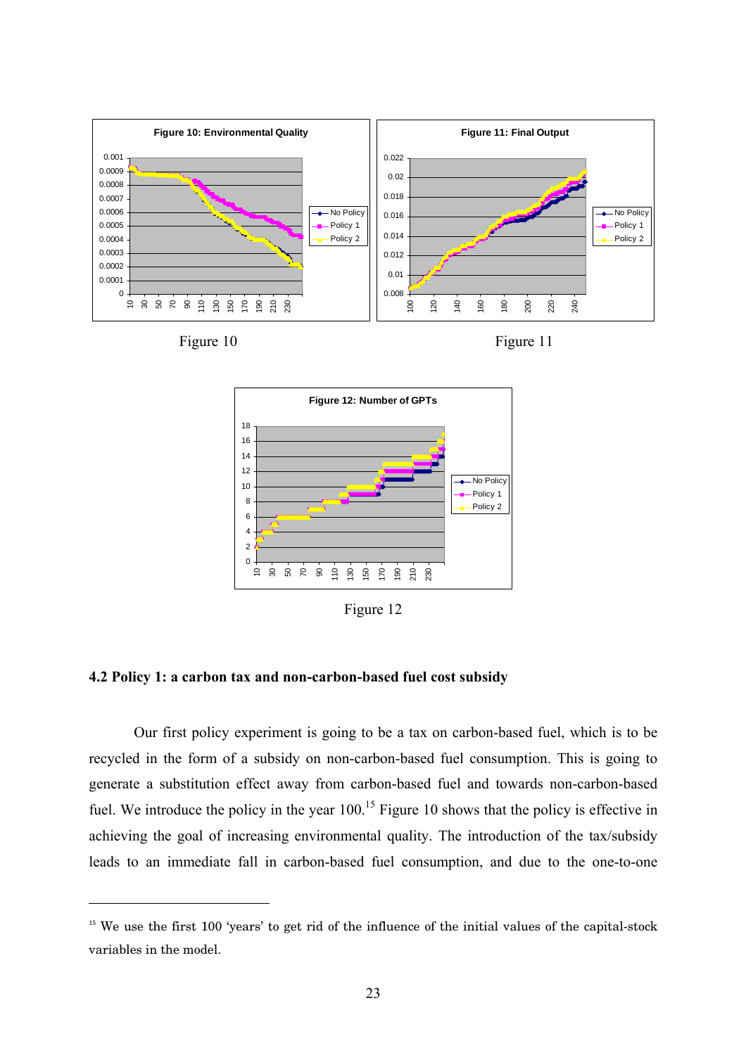Figure 10

Figure 11

Figure 12

### 4.2 Policy 1: a carbon tax and non-carbon-based fuel cost subsidy

Our first policy experiment is going to be a tax on carbon-based fuel, which is to be recycled in the form of a subsidy on non-carbon-based fuel consumption. This is going to generate a substitution effect away from carbon-based fuel and towards non-carbon-based fuel. We introduce the policy in the year 100.[15] Figure 10 shows that the policy is effective in achieving the goal of increasing environmental quality. The introduction of the tax/subsidy leads to an immediate fall in carbon-based fuel consumption, and due to the one-to-one

[15] We use the first 100 'years' to get rid of the influence of the initial values of the capital-stock variables in the model.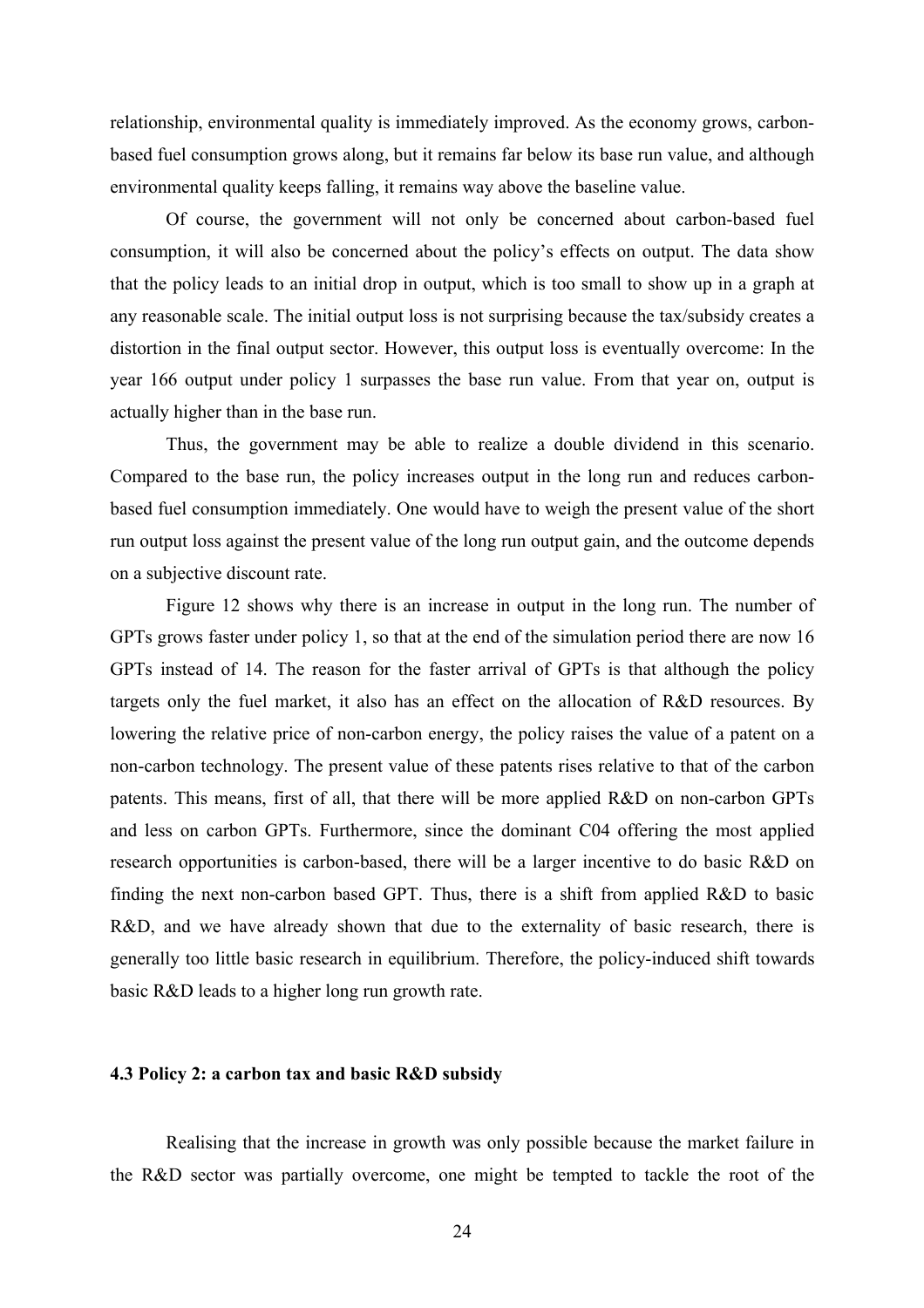relationship, environmental quality is immediately improved. As the economy grows, carbon-based fuel consumption grows along, but it remains far below its base run value, and although environmental quality keeps falling, it remains way above the baseline value.

Of course, the government will not only be concerned about carbon-based fuel consumption, it will also be concerned about the policy's effects on output. The data show that the policy leads to an initial drop in output, which is too small to show up in a graph at any reasonable scale. The initial output loss is not surprising because the tax/subsidy creates a distortion in the final output sector. However, this output loss is eventually overcome: In the year 166 output under policy 1 surpasses the base run value. From that year on, output is actually higher than in the base run.

Thus, the government may be able to realize a double dividend in this scenario. Compared to the base run, the policy increases output in the long run and reduces carbon-based fuel consumption immediately. One would have to weigh the present value of the short run output loss against the present value of the long run output gain, and the outcome depends on a subjective discount rate.

Figure 12 shows why there is an increase in output in the long run. The number of GPTs grows faster under policy 1, so that at the end of the simulation period there are now 16 GPTs instead of 14. The reason for the faster arrival of GPTs is that although the policy targets only the fuel market, it also has an effect on the allocation of R&D resources. By lowering the relative price of non-carbon energy, the policy raises the value of a patent on a non-carbon technology. The present value of these patents rises relative to that of the carbon patents. This means, first of all, that there will be more applied R&D on non-carbon GPTs and less on carbon GPTs. Furthermore, since the dominant C04 offering the most applied research opportunities is carbon-based, there will be a larger incentive to do basic R&D on finding the next non-carbon based GPT. Thus, there is a shift from applied R&D to basic R&D, and we have already shown that due to the externality of basic research, there is generally too little basic research in equilibrium. Therefore, the policy-induced shift towards basic R&D leads to a higher long run growth rate.

### 4.3 Policy 2: a carbon tax and basic R&D subsidy

Realising that the increase in growth was only possible because the market failure in the R&D sector was partially overcome, one might be tempted to tackle the root of the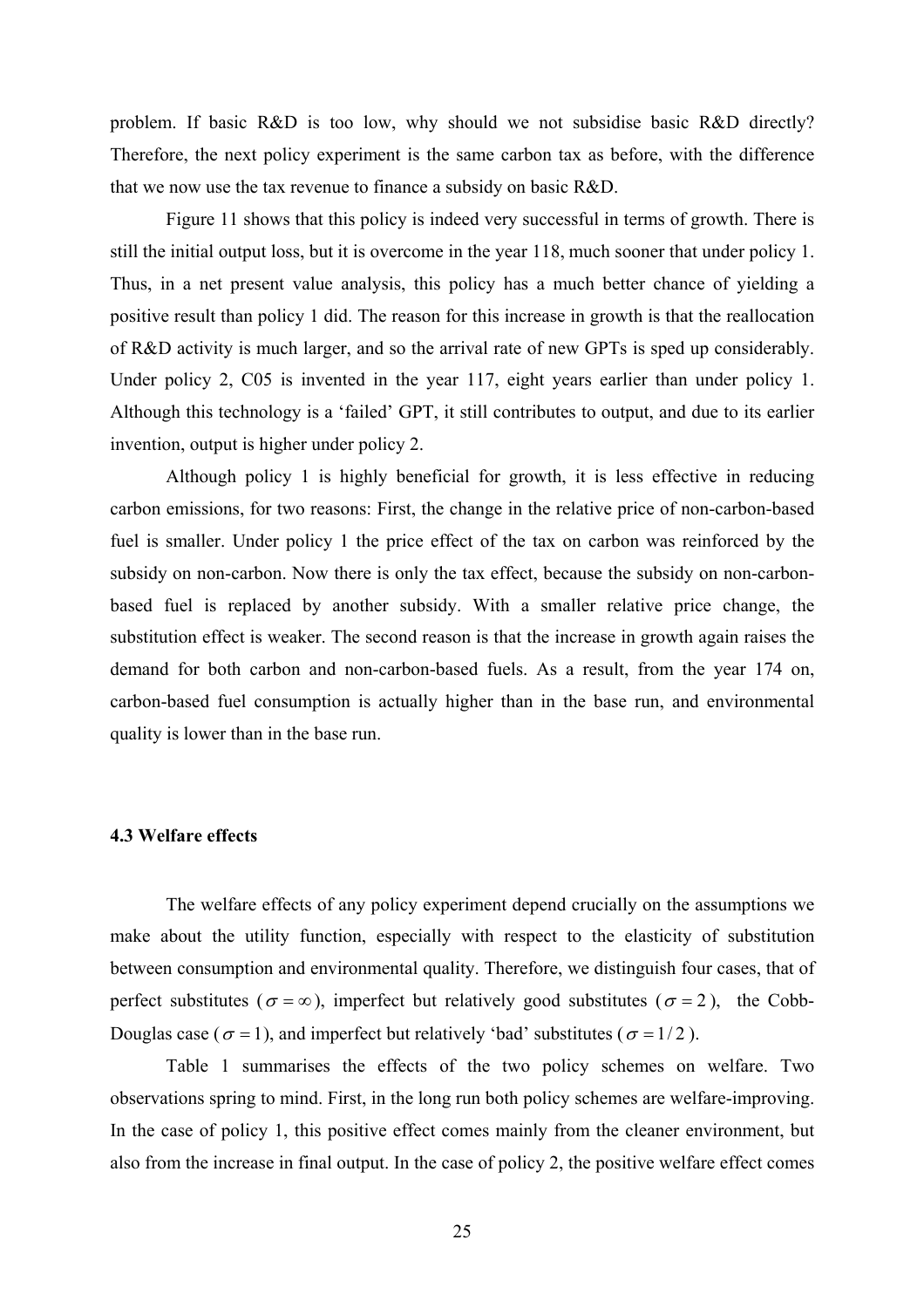problem. If basic R&D is too low, why should we not subsidise basic R&D directly? Therefore, the next policy experiment is the same carbon tax as before, with the difference that we now use the tax revenue to finance a subsidy on basic R&D.

Figure 11 shows that this policy is indeed very successful in terms of growth. There is still the initial output loss, but it is overcome in the year 118, much sooner that under policy 1. Thus, in a net present value analysis, this policy has a much better chance of yielding a positive result than policy 1 did. The reason for this increase in growth is that the reallocation of R&D activity is much larger, and so the arrival rate of new GPTs is sped up considerably. Under policy 2, C05 is invented in the year 117, eight years earlier than under policy 1. Although this technology is a 'failed' GPT, it still contributes to output, and due to its earlier invention, output is higher under policy 2.

Although policy 1 is highly beneficial for growth, it is less effective in reducing carbon emissions, for two reasons: First, the change in the relative price of non-carbon-based fuel is smaller. Under policy 1 the price effect of the tax on carbon was reinforced by the subsidy on non-carbon. Now there is only the tax effect, because the subsidy on non-carbon-based fuel is replaced by another subsidy. With a smaller relative price change, the substitution effect is weaker. The second reason is that the increase in growth again raises the demand for both carbon and non-carbon-based fuels. As a result, from the year 174 on, carbon-based fuel consumption is actually higher than in the base run, and environmental quality is lower than in the base run.

### 4.3 Welfare effects

The welfare effects of any policy experiment depend crucially on the assumptions we make about the utility function, especially with respect to the elasticity of substitution between consumption and environmental quality. Therefore, we distinguish four cases, that of perfect substitutes ($\sigma = \infty$), imperfect but relatively good substitutes ($\sigma = 2$), the Cobb-Douglas case ($\sigma = 1$), and imperfect but relatively 'bad' substitutes ($\sigma = 1/2$).

Table 1 summarises the effects of the two policy schemes on welfare. Two observations spring to mind. First, in the long run both policy schemes are welfare-improving. In the case of policy 1, this positive effect comes mainly from the cleaner environment, but also from the increase in final output. In the case of policy 2, the positive welfare effect comes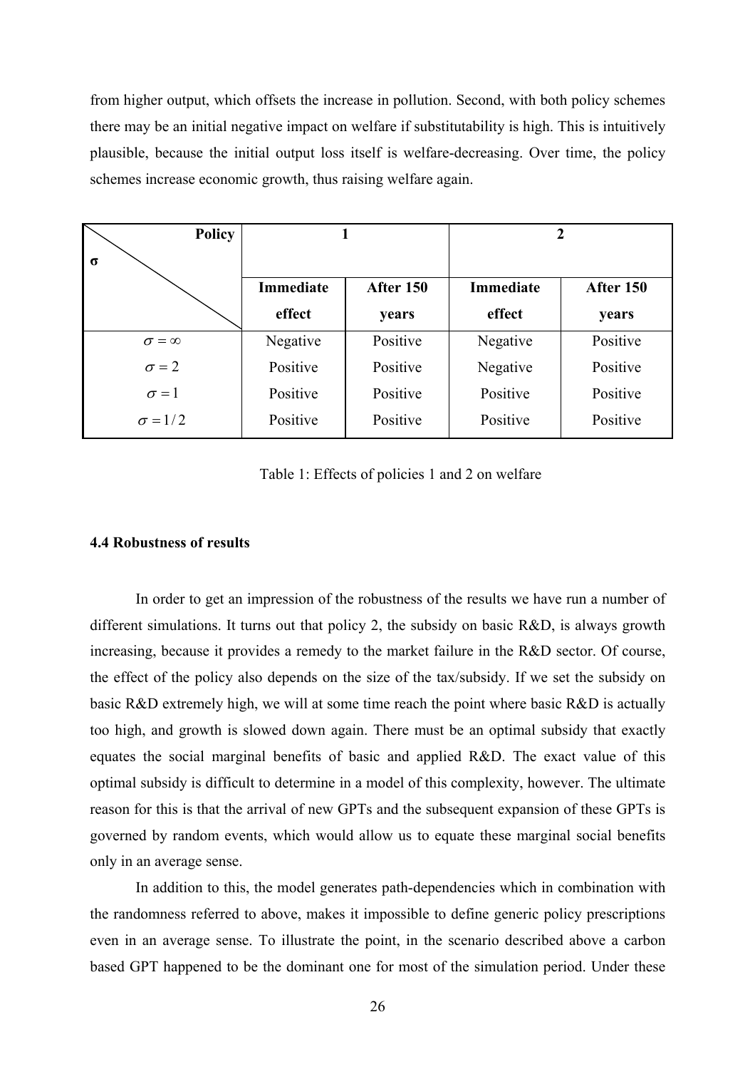from higher output, which offsets the increase in pollution. Second, with both policy schemes there may be an initial negative impact on welfare if substitutability is high. This is intuitively plausible, because the initial output loss itself is welfare-decreasing. Over time, the policy schemes increase economic growth, thus raising welfare again.

| Policy / σ | 1 | | 2 | |
|---|---|---|---|---|
| | **Immediate effect** | **After 150 years** | **Immediate effect** | **After 150 years** |
| $\sigma = \infty$ | Negative | Positive | Negative | Positive |
| $\sigma = 2$ | Positive | Positive | Negative | Positive |
| $\sigma = 1$ | Positive | Positive | Positive | Positive |
| $\sigma = 1/2$ | Positive | Positive | Positive | Positive |

Table 1: Effects of policies 1 and 2 on welfare

### 4.4 Robustness of results

In order to get an impression of the robustness of the results we have run a number of different simulations. It turns out that policy 2, the subsidy on basic R&D, is always growth increasing, because it provides a remedy to the market failure in the R&D sector. Of course, the effect of the policy also depends on the size of the tax/subsidy. If we set the subsidy on basic R&D extremely high, we will at some time reach the point where basic R&D is actually too high, and growth is slowed down again. There must be an optimal subsidy that exactly equates the social marginal benefits of basic and applied R&D. The exact value of this optimal subsidy is difficult to determine in a model of this complexity, however. The ultimate reason for this is that the arrival of new GPTs and the subsequent expansion of these GPTs is governed by random events, which would allow us to equate these marginal social benefits only in an average sense.

In addition to this, the model generates path-dependencies which in combination with the randomness referred to above, makes it impossible to define generic policy prescriptions even in an average sense. To illustrate the point, in the scenario described above a carbon based GPT happened to be the dominant one for most of the simulation period. Under these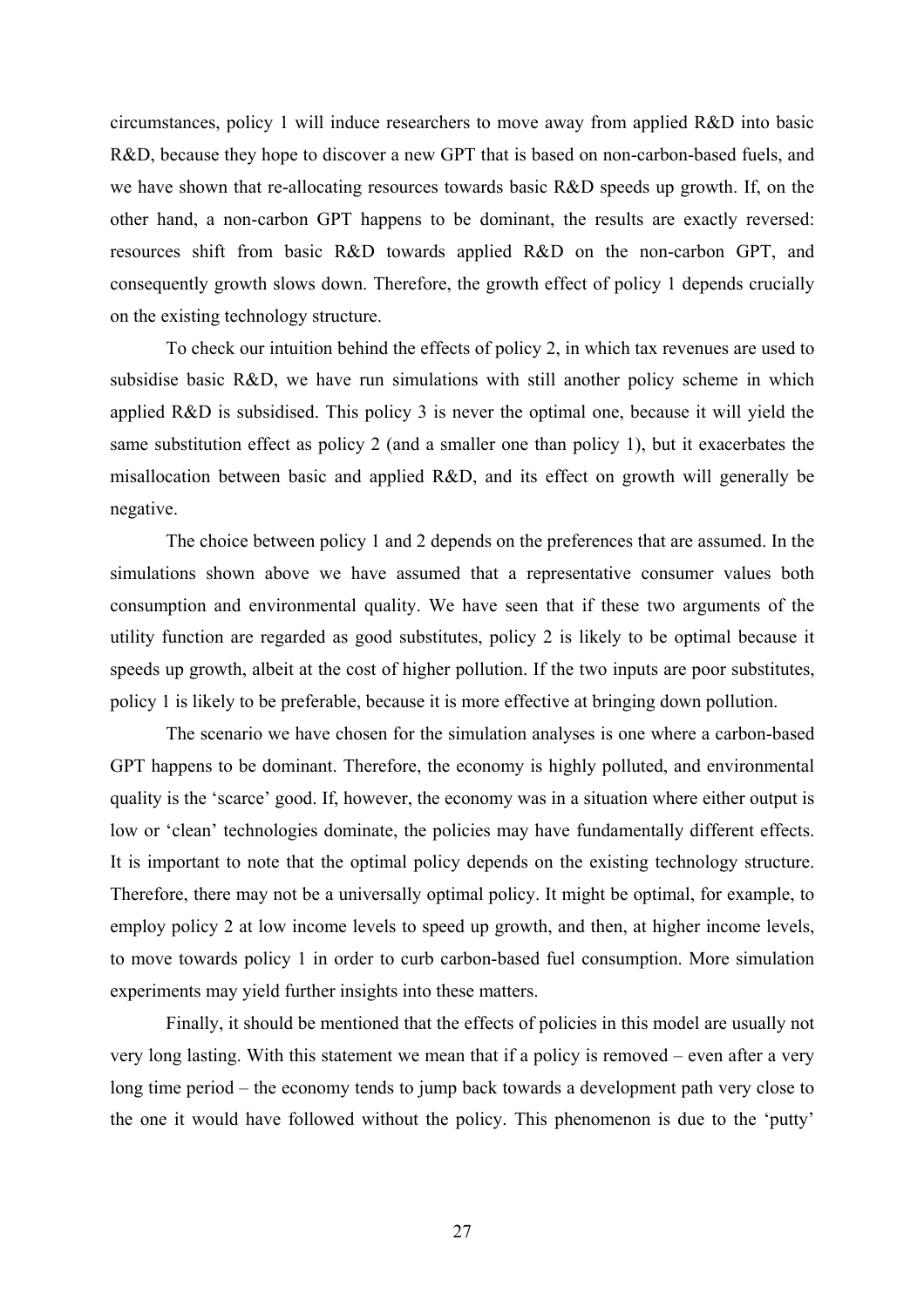circumstances, policy 1 will induce researchers to move away from applied R&D into basic R&D, because they hope to discover a new GPT that is based on non-carbon-based fuels, and we have shown that re-allocating resources towards basic R&D speeds up growth. If, on the other hand, a non-carbon GPT happens to be dominant, the results are exactly reversed: resources shift from basic R&D towards applied R&D on the non-carbon GPT, and consequently growth slows down. Therefore, the growth effect of policy 1 depends crucially on the existing technology structure.

To check our intuition behind the effects of policy 2, in which tax revenues are used to subsidise basic R&D, we have run simulations with still another policy scheme in which applied R&D is subsidised. This policy 3 is never the optimal one, because it will yield the same substitution effect as policy 2 (and a smaller one than policy 1), but it exacerbates the misallocation between basic and applied R&D, and its effect on growth will generally be negative.

The choice between policy 1 and 2 depends on the preferences that are assumed. In the simulations shown above we have assumed that a representative consumer values both consumption and environmental quality. We have seen that if these two arguments of the utility function are regarded as good substitutes, policy 2 is likely to be optimal because it speeds up growth, albeit at the cost of higher pollution. If the two inputs are poor substitutes, policy 1 is likely to be preferable, because it is more effective at bringing down pollution.

The scenario we have chosen for the simulation analyses is one where a carbon-based GPT happens to be dominant. Therefore, the economy is highly polluted, and environmental quality is the 'scarce' good. If, however, the economy was in a situation where either output is low or 'clean' technologies dominate, the policies may have fundamentally different effects. It is important to note that the optimal policy depends on the existing technology structure. Therefore, there may not be a universally optimal policy. It might be optimal, for example, to employ policy 2 at low income levels to speed up growth, and then, at higher income levels, to move towards policy 1 in order to curb carbon-based fuel consumption. More simulation experiments may yield further insights into these matters.

Finally, it should be mentioned that the effects of policies in this model are usually not very long lasting. With this statement we mean that if a policy is removed – even after a very long time period – the economy tends to jump back towards a development path very close to the one it would have followed without the policy. This phenomenon is due to the 'putty'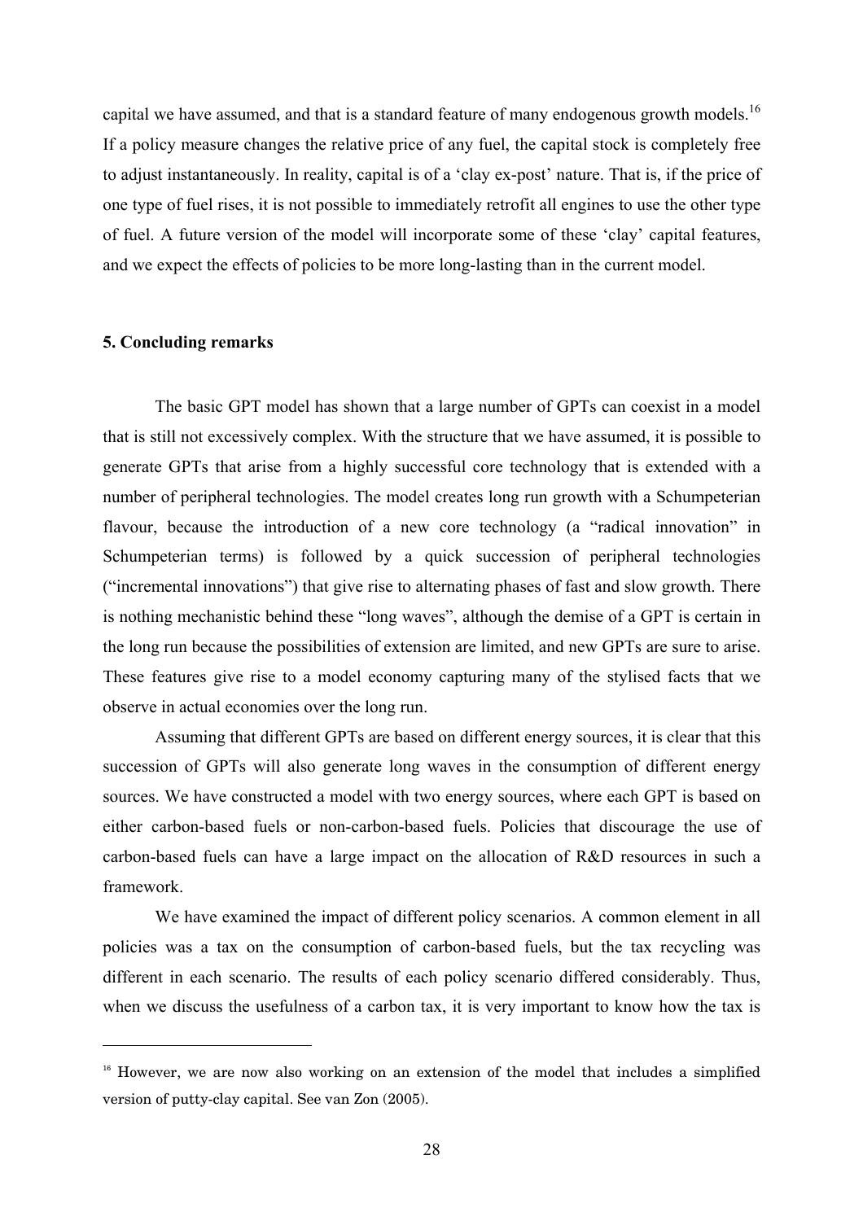capital we have assumed, and that is a standard feature of many endogenous growth models.[16] If a policy measure changes the relative price of any fuel, the capital stock is completely free to adjust instantaneously. In reality, capital is of a 'clay ex-post' nature. That is, if the price of one type of fuel rises, it is not possible to immediately retrofit all engines to use the other type of fuel. A future version of the model will incorporate some of these 'clay' capital features, and we expect the effects of policies to be more long-lasting than in the current model.

### 5. Concluding remarks

The basic GPT model has shown that a large number of GPTs can coexist in a model that is still not excessively complex. With the structure that we have assumed, it is possible to generate GPTs that arise from a highly successful core technology that is extended with a number of peripheral technologies. The model creates long run growth with a Schumpeterian flavour, because the introduction of a new core technology (a "radical innovation" in Schumpeterian terms) is followed by a quick succession of peripheral technologies ("incremental innovations") that give rise to alternating phases of fast and slow growth. There is nothing mechanistic behind these "long waves", although the demise of a GPT is certain in the long run because the possibilities of extension are limited, and new GPTs are sure to arise. These features give rise to a model economy capturing many of the stylised facts that we observe in actual economies over the long run.

Assuming that different GPTs are based on different energy sources, it is clear that this succession of GPTs will also generate long waves in the consumption of different energy sources. We have constructed a model with two energy sources, where each GPT is based on either carbon-based fuels or non-carbon-based fuels. Policies that discourage the use of carbon-based fuels can have a large impact on the allocation of R&D resources in such a framework.

We have examined the impact of different policy scenarios. A common element in all policies was a tax on the consumption of carbon-based fuels, but the tax recycling was different in each scenario. The results of each policy scenario differed considerably. Thus, when we discuss the usefulness of a carbon tax, it is very important to know how the tax is

---

[16] However, we are now also working on an extension of the model that includes a simplified version of putty-clay capital. See van Zon (2005).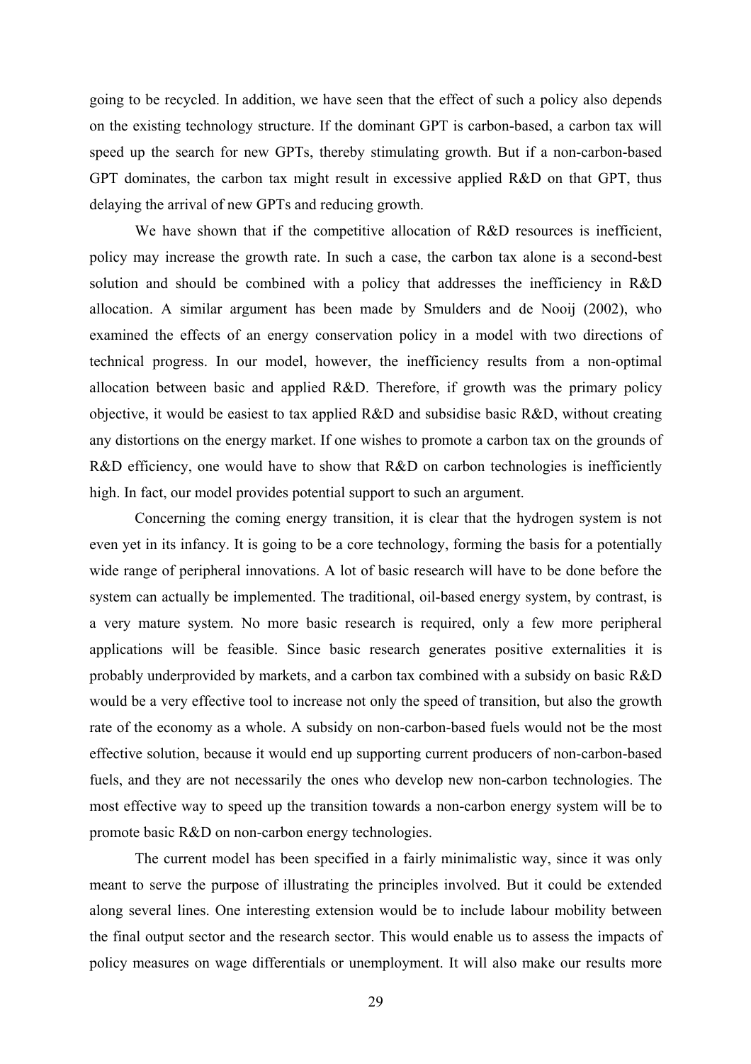going to be recycled. In addition, we have seen that the effect of such a policy also depends on the existing technology structure. If the dominant GPT is carbon-based, a carbon tax will speed up the search for new GPTs, thereby stimulating growth. But if a non-carbon-based GPT dominates, the carbon tax might result in excessive applied R&D on that GPT, thus delaying the arrival of new GPTs and reducing growth.

We have shown that if the competitive allocation of R&D resources is inefficient, policy may increase the growth rate. In such a case, the carbon tax alone is a second-best solution and should be combined with a policy that addresses the inefficiency in R&D allocation. A similar argument has been made by Smulders and de Nooij (2002), who examined the effects of an energy conservation policy in a model with two directions of technical progress. In our model, however, the inefficiency results from a non-optimal allocation between basic and applied R&D. Therefore, if growth was the primary policy objective, it would be easiest to tax applied R&D and subsidise basic R&D, without creating any distortions on the energy market. If one wishes to promote a carbon tax on the grounds of R&D efficiency, one would have to show that R&D on carbon technologies is inefficiently high. In fact, our model provides potential support to such an argument.

Concerning the coming energy transition, it is clear that the hydrogen system is not even yet in its infancy. It is going to be a core technology, forming the basis for a potentially wide range of peripheral innovations. A lot of basic research will have to be done before the system can actually be implemented. The traditional, oil-based energy system, by contrast, is a very mature system. No more basic research is required, only a few more peripheral applications will be feasible. Since basic research generates positive externalities it is probably underprovided by markets, and a carbon tax combined with a subsidy on basic R&D would be a very effective tool to increase not only the speed of transition, but also the growth rate of the economy as a whole. A subsidy on non-carbon-based fuels would not be the most effective solution, because it would end up supporting current producers of non-carbon-based fuels, and they are not necessarily the ones who develop new non-carbon technologies. The most effective way to speed up the transition towards a non-carbon energy system will be to promote basic R&D on non-carbon energy technologies.

The current model has been specified in a fairly minimalistic way, since it was only meant to serve the purpose of illustrating the principles involved. But it could be extended along several lines. One interesting extension would be to include labour mobility between the final output sector and the research sector. This would enable us to assess the impacts of policy measures on wage differentials or unemployment. It will also make our results more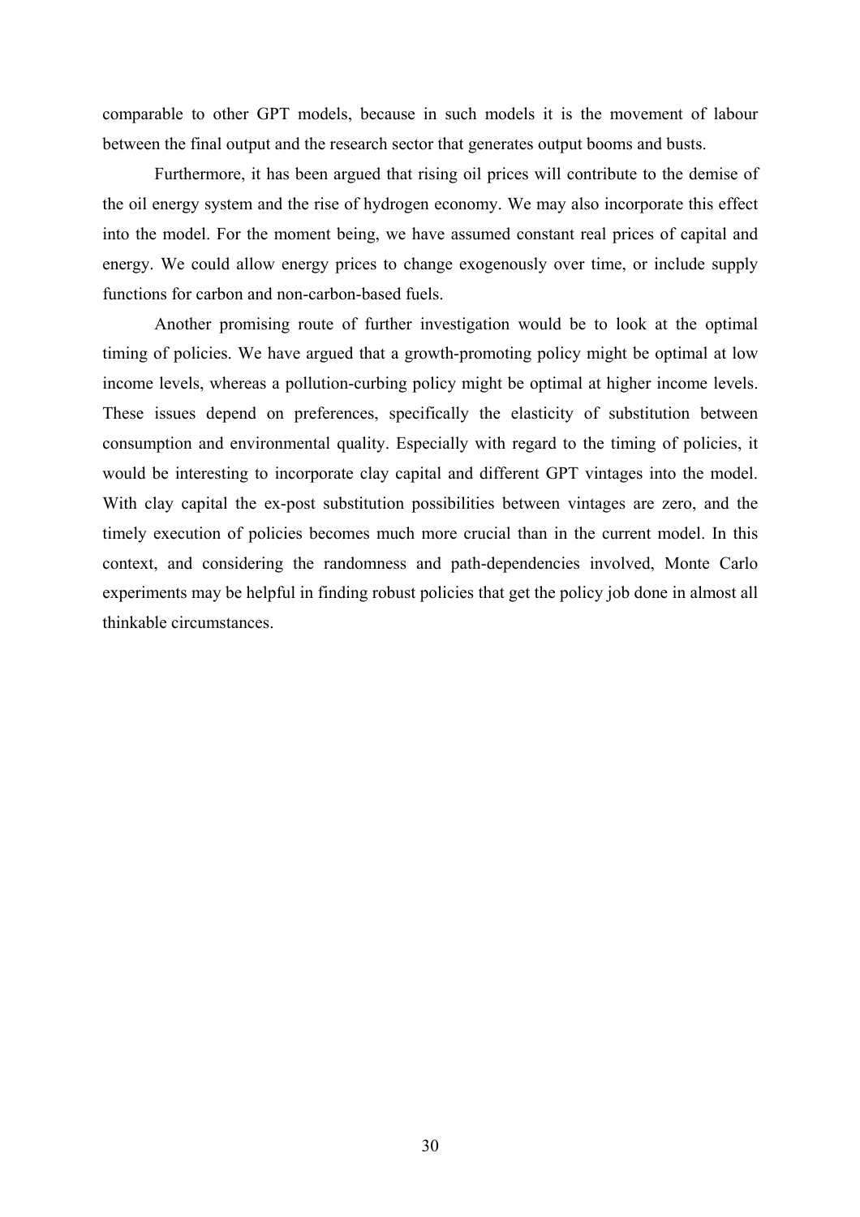comparable to other GPT models, because in such models it is the movement of labour between the final output and the research sector that generates output booms and busts.

Furthermore, it has been argued that rising oil prices will contribute to the demise of the oil energy system and the rise of hydrogen economy. We may also incorporate this effect into the model. For the moment being, we have assumed constant real prices of capital and energy. We could allow energy prices to change exogenously over time, or include supply functions for carbon and non-carbon-based fuels.

Another promising route of further investigation would be to look at the optimal timing of policies. We have argued that a growth-promoting policy might be optimal at low income levels, whereas a pollution-curbing policy might be optimal at higher income levels. These issues depend on preferences, specifically the elasticity of substitution between consumption and environmental quality. Especially with regard to the timing of policies, it would be interesting to incorporate clay capital and different GPT vintages into the model. With clay capital the ex-post substitution possibilities between vintages are zero, and the timely execution of policies becomes much more crucial than in the current model. In this context, and considering the randomness and path-dependencies involved, Monte Carlo experiments may be helpful in finding robust policies that get the policy job done in almost all thinkable circumstances.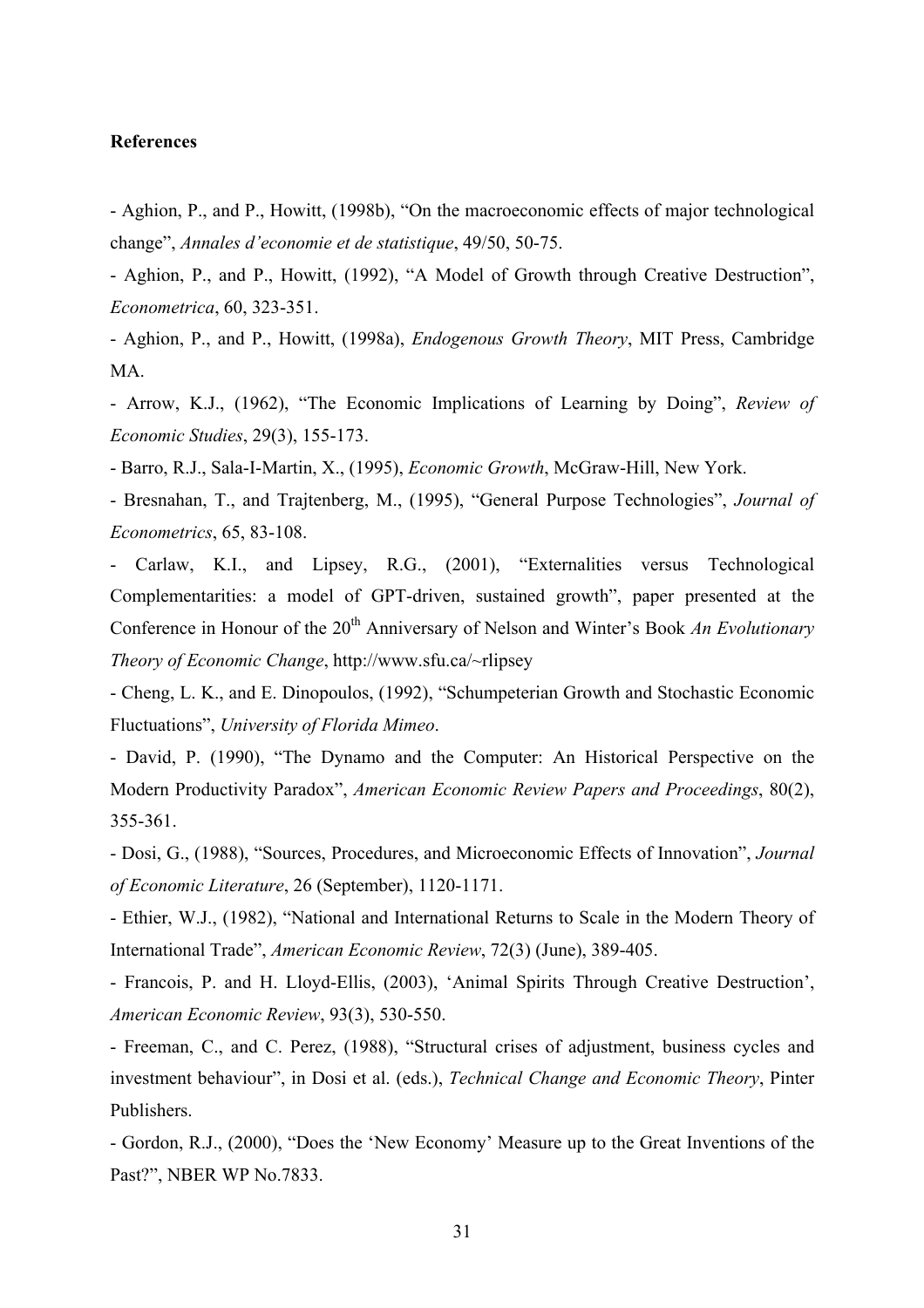**References**

- Aghion, P., and P., Howitt, (1998b), "On the macroeconomic effects of major technological change", *Annales d'economie et de statistique*, 49/50, 50-75.

- Aghion, P., and P., Howitt, (1992), "A Model of Growth through Creative Destruction", *Econometrica*, 60, 323-351.

- Aghion, P., and P., Howitt, (1998a), *Endogenous Growth Theory*, MIT Press, Cambridge MA.

- Arrow, K.J., (1962), "The Economic Implications of Learning by Doing", *Review of Economic Studies*, 29(3), 155-173.

- Barro, R.J., Sala-I-Martin, X., (1995), *Economic Growth*, McGraw-Hill, New York.

- Bresnahan, T., and Trajtenberg, M., (1995), "General Purpose Technologies", *Journal of Econometrics*, 65, 83-108.

- Carlaw, K.I., and Lipsey, R.G., (2001), "Externalities versus Technological Complementarities: a model of GPT-driven, sustained growth", paper presented at the Conference in Honour of the 20th Anniversary of Nelson and Winter's Book *An Evolutionary Theory of Economic Change*, http://www.sfu.ca/~rlipsey

- Cheng, L. K., and E. Dinopoulos, (1992), "Schumpeterian Growth and Stochastic Economic Fluctuations", *University of Florida Mimeo*.

- David, P. (1990), "The Dynamo and the Computer: An Historical Perspective on the Modern Productivity Paradox", *American Economic Review Papers and Proceedings*, 80(2), 355-361.

- Dosi, G., (1988), "Sources, Procedures, and Microeconomic Effects of Innovation", *Journal of Economic Literature*, 26 (September), 1120-1171.

- Ethier, W.J., (1982), "National and International Returns to Scale in the Modern Theory of International Trade", *American Economic Review*, 72(3) (June), 389-405.

- Francois, P. and H. Lloyd-Ellis, (2003), 'Animal Spirits Through Creative Destruction', *American Economic Review*, 93(3), 530-550.

- Freeman, C., and C. Perez, (1988), "Structural crises of adjustment, business cycles and investment behaviour", in Dosi et al. (eds.), *Technical Change and Economic Theory*, Pinter Publishers.

- Gordon, R.J., (2000), "Does the 'New Economy' Measure up to the Great Inventions of the Past?", NBER WP No.7833.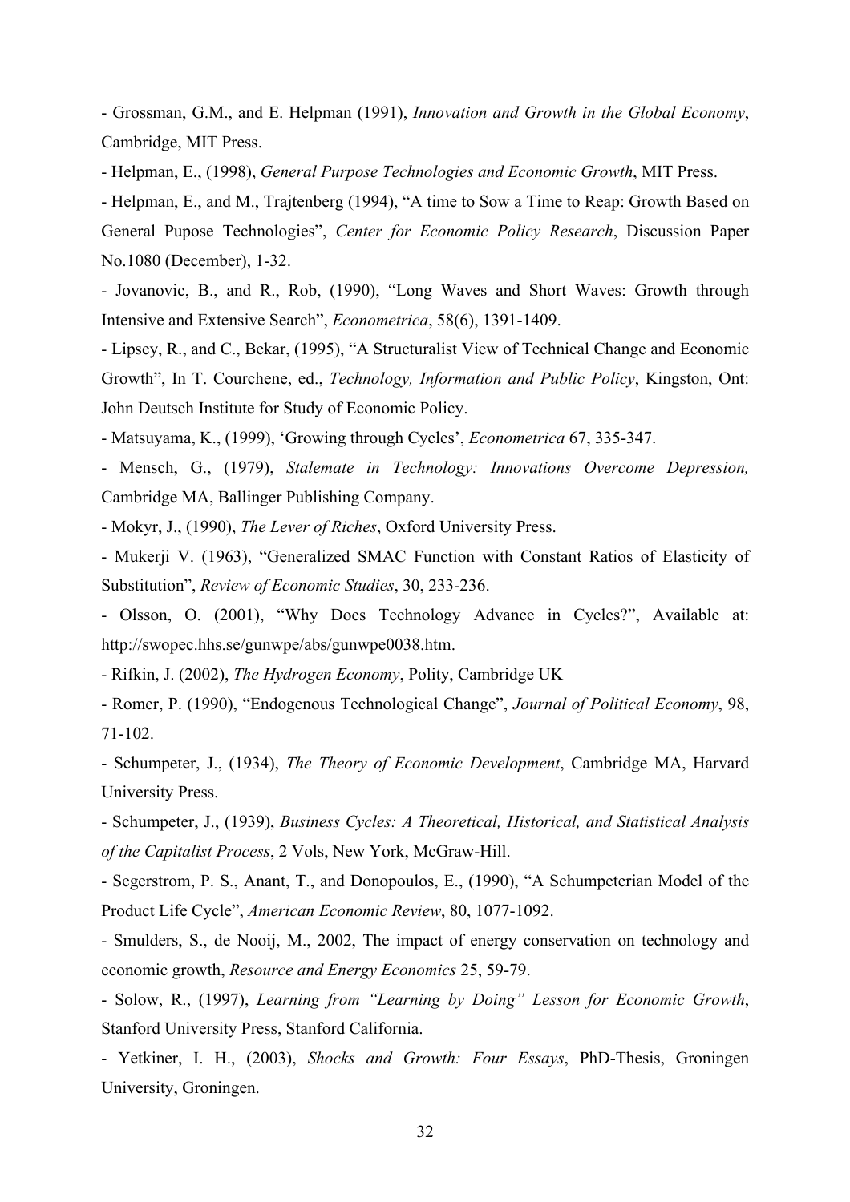- Grossman, G.M., and E. Helpman (1991), *Innovation and Growth in the Global Economy*, Cambridge, MIT Press.

- Helpman, E., (1998), *General Purpose Technologies and Economic Growth*, MIT Press.

- Helpman, E., and M., Trajtenberg (1994), "A time to Sow a Time to Reap: Growth Based on General Pupose Technologies", *Center for Economic Policy Research*, Discussion Paper No.1080 (December), 1-32.

- Jovanovic, B., and R., Rob, (1990), "Long Waves and Short Waves: Growth through Intensive and Extensive Search", *Econometrica*, 58(6), 1391-1409.

- Lipsey, R., and C., Bekar, (1995), "A Structuralist View of Technical Change and Economic Growth", In T. Courchene, ed., *Technology, Information and Public Policy*, Kingston, Ont: John Deutsch Institute for Study of Economic Policy.

- Matsuyama, K., (1999), 'Growing through Cycles', *Econometrica* 67, 335-347.

- Mensch, G., (1979), *Stalemate in Technology: Innovations Overcome Depression,* Cambridge MA, Ballinger Publishing Company.

- Mokyr, J., (1990), *The Lever of Riches*, Oxford University Press.

- Mukerji V. (1963), "Generalized SMAC Function with Constant Ratios of Elasticity of Substitution", *Review of Economic Studies*, 30, 233-236.

- Olsson, O. (2001), "Why Does Technology Advance in Cycles?", Available at: http://swopec.hhs.se/gunwpe/abs/gunwpe0038.htm.

- Rifkin, J. (2002), *The Hydrogen Economy*, Polity, Cambridge UK

- Romer, P. (1990), "Endogenous Technological Change", *Journal of Political Economy*, 98, 71-102.

- Schumpeter, J., (1934), *The Theory of Economic Development*, Cambridge MA, Harvard University Press.

- Schumpeter, J., (1939), *Business Cycles: A Theoretical, Historical, and Statistical Analysis of the Capitalist Process*, 2 Vols, New York, McGraw-Hill.

- Segerstrom, P. S., Anant, T., and Donopoulos, E., (1990), "A Schumpeterian Model of the Product Life Cycle", *American Economic Review*, 80, 1077-1092.

- Smulders, S., de Nooij, M., 2002, The impact of energy conservation on technology and economic growth, *Resource and Energy Economics* 25, 59-79.

- Solow, R., (1997), *Learning from "Learning by Doing" Lesson for Economic Growth*, Stanford University Press, Stanford California.

- Yetkiner, I. H., (2003), *Shocks and Growth: Four Essays*, PhD-Thesis, Groningen University, Groningen.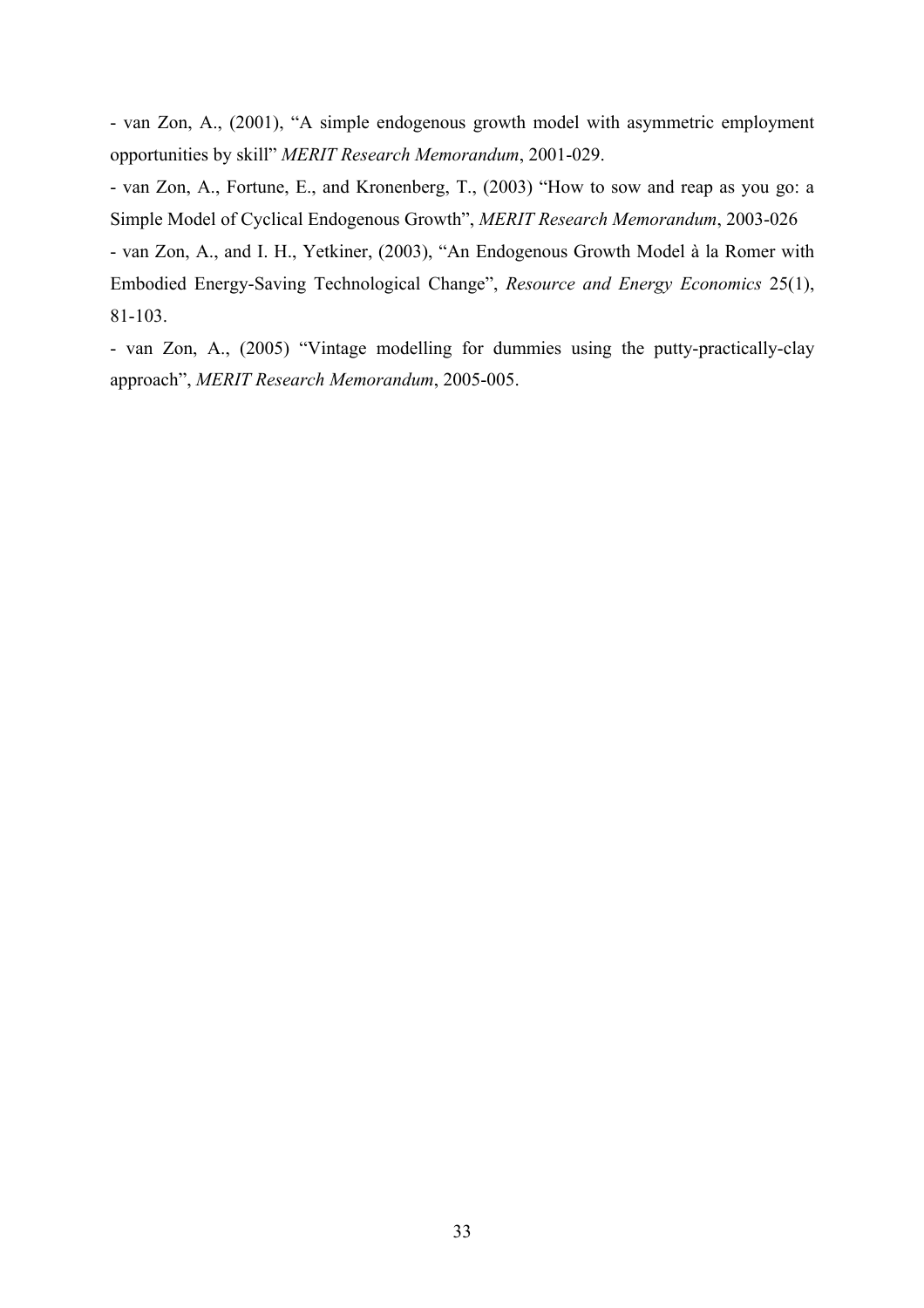- van Zon, A., (2001), "A simple endogenous growth model with asymmetric employment opportunities by skill" *MERIT Research Memorandum*, 2001-029.

- van Zon, A., Fortune, E., and Kronenberg, T., (2003) "How to sow and reap as you go: a Simple Model of Cyclical Endogenous Growth", *MERIT Research Memorandum*, 2003-026

- van Zon, A., and I. H., Yetkiner, (2003), "An Endogenous Growth Model à la Romer with Embodied Energy-Saving Technological Change", *Resource and Energy Economics* 25(1), 81-103.

- van Zon, A., (2005) "Vintage modelling for dummies using the putty-practically-clay approach", *MERIT Research Memorandum*, 2005-005.